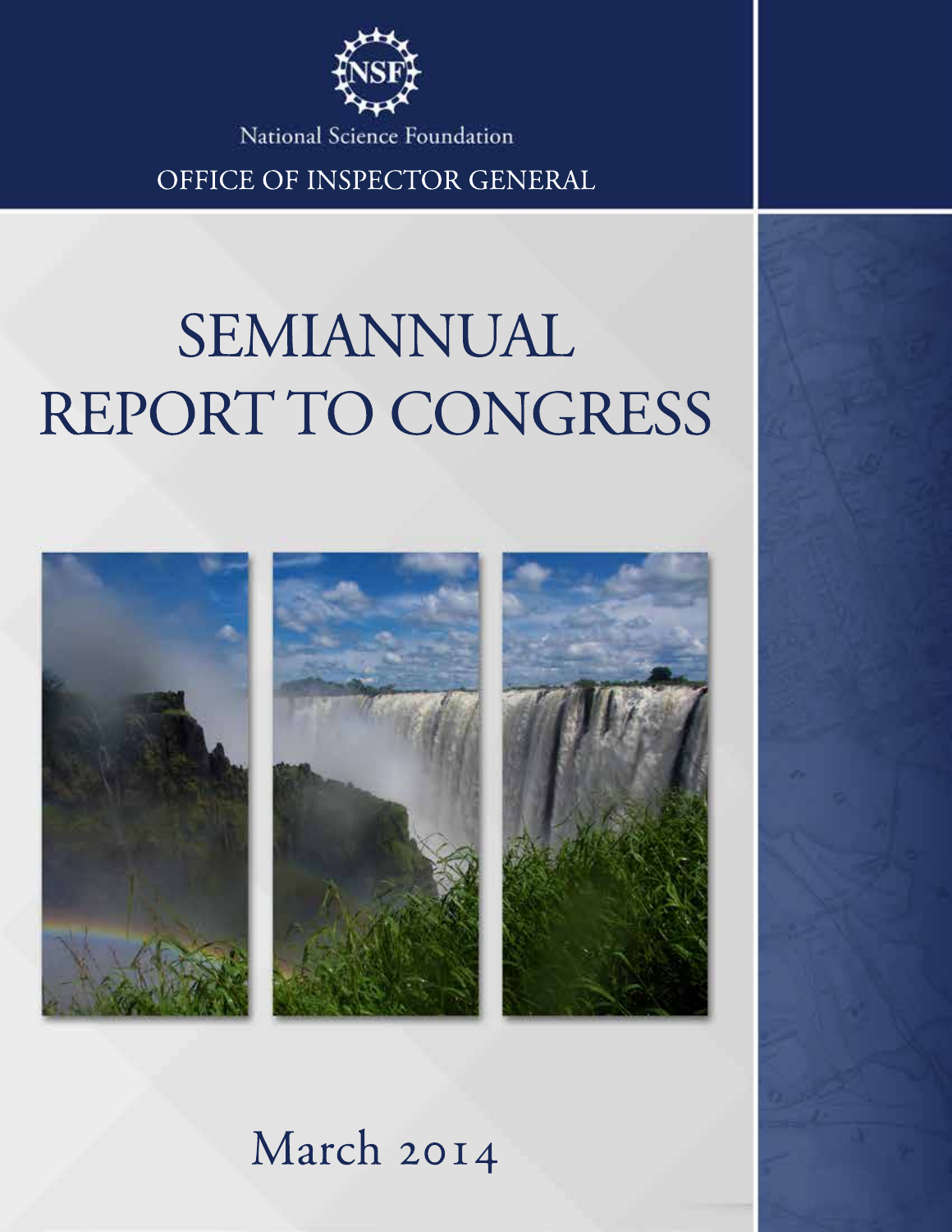National Science Foundation

OFFICE OF INSPECTOR GENERAL

# SEMIANNUAL REPORT TO CONGRESS

March 2014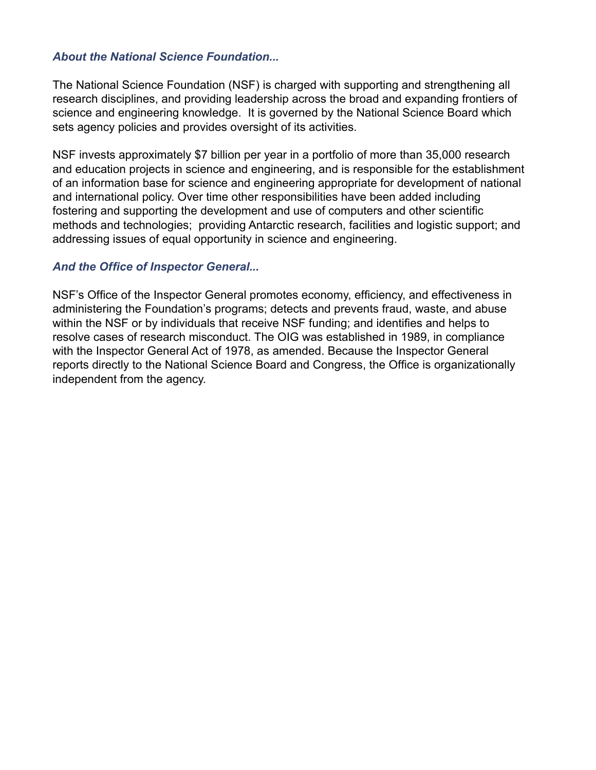### *About the National Science Foundation...*

The National Science Foundation (NSF) is charged with supporting and strengthening all research disciplines, and providing leadership across the broad and expanding frontiers of science and engineering knowledge. It is governed by the National Science Board which sets agency policies and provides oversight of its activities.

NSF invests approximately $7 billion per year in a portfolio of more than 35,000 research and education projects in science and engineering, and is responsible for the establishment of an information base for science and engineering appropriate for development of national and international policy. Over time other responsibilities have been added including fostering and supporting the development and use of computers and other scientific methods and technologies; providing Antarctic research, facilities and logistic support; and addressing issues of equal opportunity in science and engineering.

### *And the Office of Inspector General...*

NSF's Office of the Inspector General promotes economy, efficiency, and effectiveness in administering the Foundation's programs; detects and prevents fraud, waste, and abuse within the NSF or by individuals that receive NSF funding; and identifies and helps to resolve cases of research misconduct. The OIG was established in 1989, in compliance with the Inspector General Act of 1978, as amended. Because the Inspector General reports directly to the National Science Board and Congress, the Office is organizationally independent from the agency.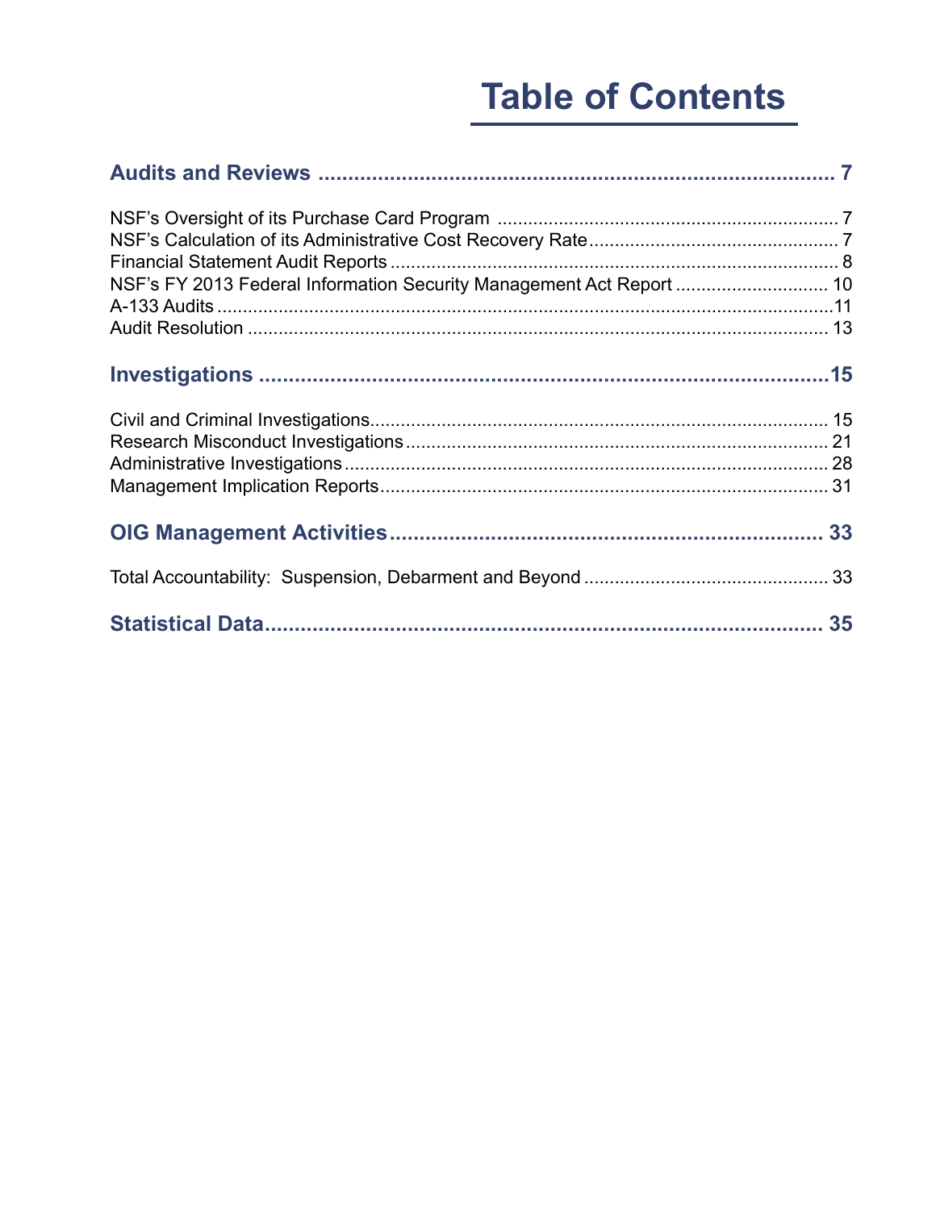# Table of Contents

**Audits and Reviews ........................................................................ 7**

NSF's Oversight of its Purchase Card Program ........................................ 7
NSF's Calculation of its Administrative Cost Recovery Rate ........................ 7
Financial Statement Audit Reports ........................................................ 8
NSF's FY 2013 Federal Information Security Management Act Report ........... 10
A-133 Audits ...................................................................................... 11
Audit Resolution ................................................................................ 13

**Investigations ................................................................................ 15**

Civil and Criminal Investigations ......................................................... 15
Research Misconduct Investigations ..................................................... 21
Administrative Investigations ............................................................... 28
Management Implication Reports ......................................................... 31

**OIG Management Activities ........................................................... 33**

Total Accountability: Suspension, Debarment and Beyond .......................... 33

**Statistical Data .............................................................................. 35**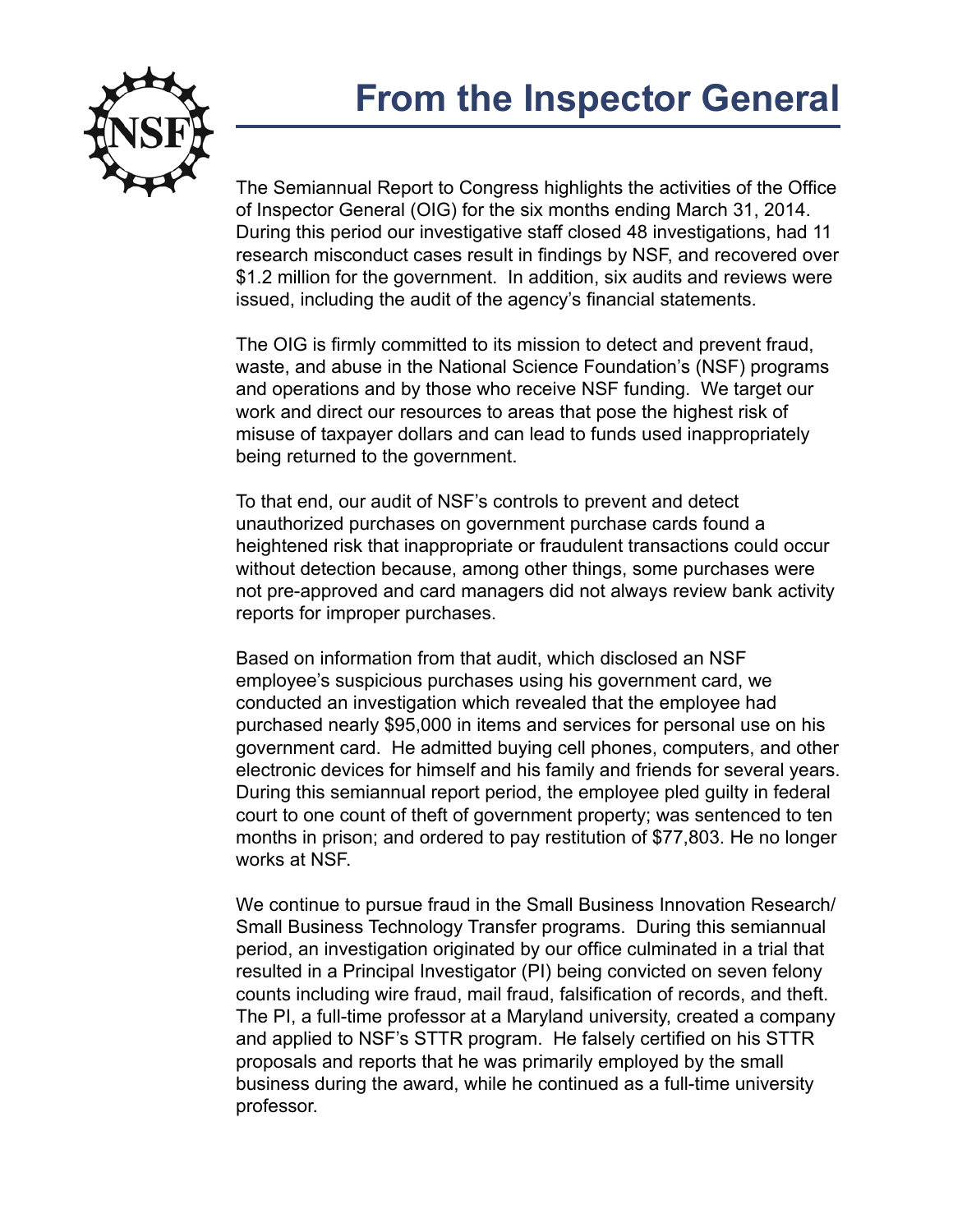# From the Inspector General

The Semiannual Report to Congress highlights the activities of the Office of Inspector General (OIG) for the six months ending March 31, 2014. During this period our investigative staff closed 48 investigations, had 11 research misconduct cases result in findings by NSF, and recovered over $1.2 million for the government. In addition, six audits and reviews were issued, including the audit of the agency's financial statements.

The OIG is firmly committed to its mission to detect and prevent fraud, waste, and abuse in the National Science Foundation's (NSF) programs and operations and by those who receive NSF funding. We target our work and direct our resources to areas that pose the highest risk of misuse of taxpayer dollars and can lead to funds used inappropriately being returned to the government.

To that end, our audit of NSF's controls to prevent and detect unauthorized purchases on government purchase cards found a heightened risk that inappropriate or fraudulent transactions could occur without detection because, among other things, some purchases were not pre-approved and card managers did not always review bank activity reports for improper purchases.

Based on information from that audit, which disclosed an NSF employee's suspicious purchases using his government card, we conducted an investigation which revealed that the employee had purchased nearly $95,000 in items and services for personal use on his government card. He admitted buying cell phones, computers, and other electronic devices for himself and his family and friends for several years. During this semiannual report period, the employee pled guilty in federal court to one count of theft of government property; was sentenced to ten months in prison; and ordered to pay restitution of $77,803. He no longer works at NSF.

We continue to pursue fraud in the Small Business Innovation Research/ Small Business Technology Transfer programs. During this semiannual period, an investigation originated by our office culminated in a trial that resulted in a Principal Investigator (PI) being convicted on seven felony counts including wire fraud, mail fraud, falsification of records, and theft. The PI, a full-time professor at a Maryland university, created a company and applied to NSF's STTR program. He falsely certified on his STTR proposals and reports that he was primarily employed by the small business during the award, while he continued as a full-time university professor.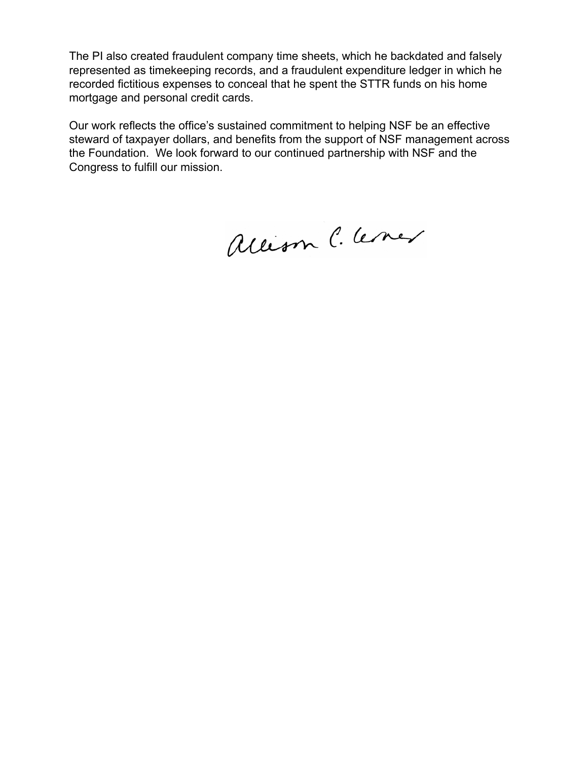The PI also created fraudulent company time sheets, which he backdated and falsely represented as timekeeping records, and a fraudulent expenditure ledger in which he recorded fictitious expenses to conceal that he spent the STTR funds on his home mortgage and personal credit cards.

Our work reflects the office's sustained commitment to helping NSF be an effective steward of taxpayer dollars, and benefits from the support of NSF management across the Foundation. We look forward to our continued partnership with NSF and the Congress to fulfill our mission.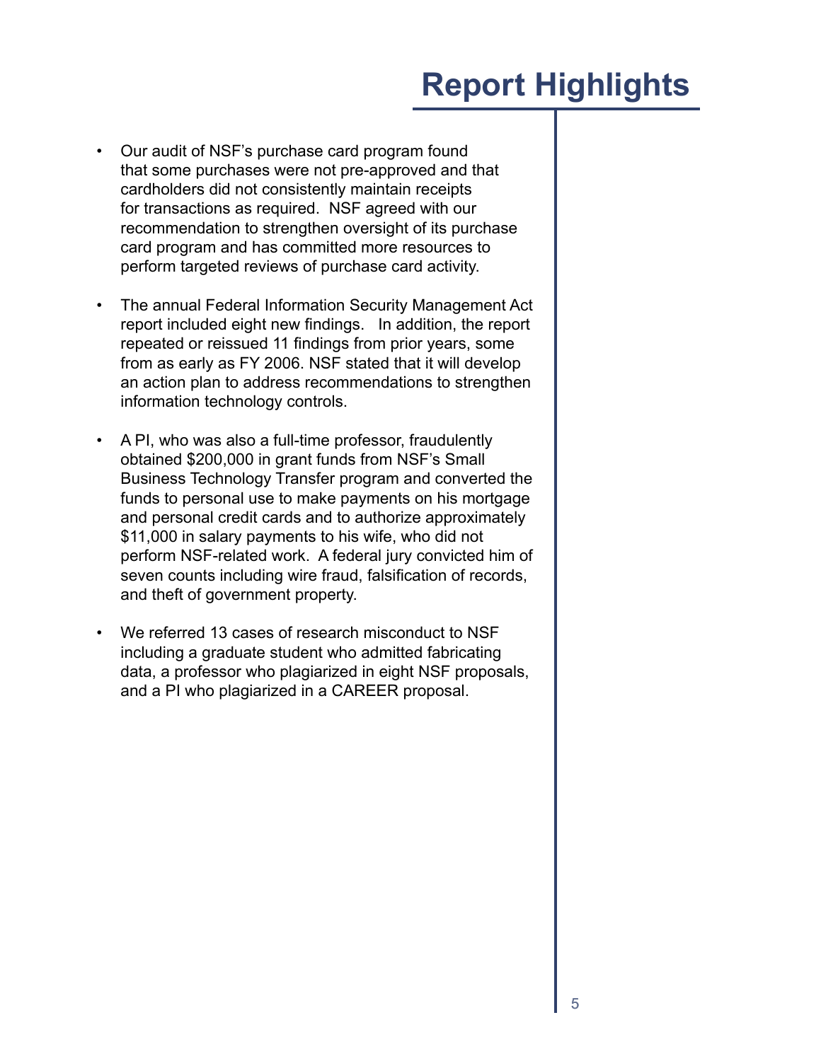# Report Highlights

- Our audit of NSF's purchase card program found that some purchases were not pre-approved and that cardholders did not consistently maintain receipts for transactions as required. NSF agreed with our recommendation to strengthen oversight of its purchase card program and has committed more resources to perform targeted reviews of purchase card activity.

- The annual Federal Information Security Management Act report included eight new findings. In addition, the report repeated or reissued 11 findings from prior years, some from as early as FY 2006. NSF stated that it will develop an action plan to address recommendations to strengthen information technology controls.

- A PI, who was also a full-time professor, fraudulently obtained $200,000 in grant funds from NSF's Small Business Technology Transfer program and converted the funds to personal use to make payments on his mortgage and personal credit cards and to authorize approximately $11,000 in salary payments to his wife, who did not perform NSF-related work. A federal jury convicted him of seven counts including wire fraud, falsification of records, and theft of government property.

- We referred 13 cases of research misconduct to NSF including a graduate student who admitted fabricating data, a professor who plagiarized in eight NSF proposals, and a PI who plagiarized in a CAREER proposal.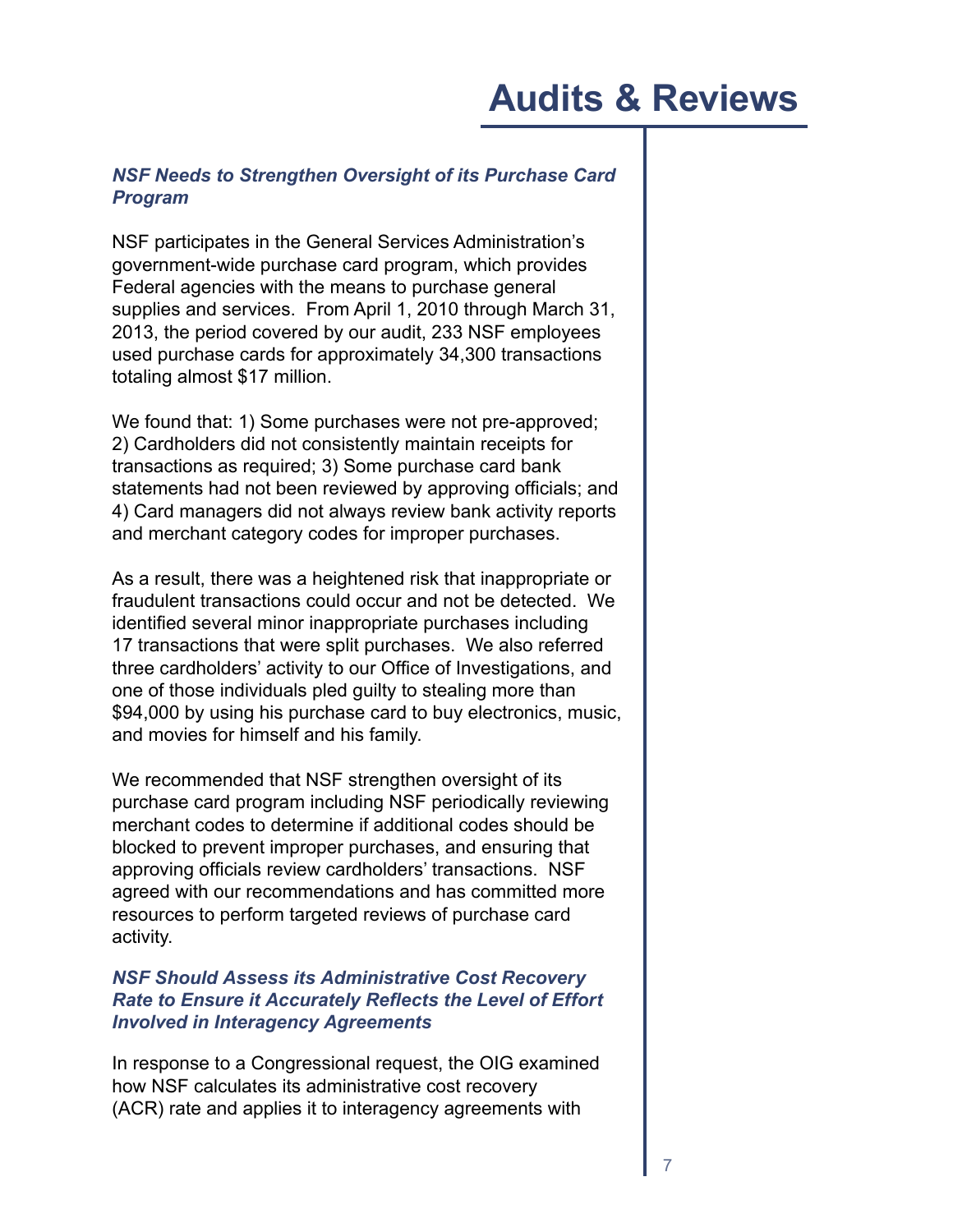# Audits & Reviews

### *NSF Needs to Strengthen Oversight of its Purchase Card Program*

NSF participates in the General Services Administration's government-wide purchase card program, which provides Federal agencies with the means to purchase general supplies and services. From April 1, 2010 through March 31, 2013, the period covered by our audit, 233 NSF employees used purchase cards for approximately 34,300 transactions totaling almost $17 million.

We found that: 1) Some purchases were not pre-approved; 2) Cardholders did not consistently maintain receipts for transactions as required; 3) Some purchase card bank statements had not been reviewed by approving officials; and 4) Card managers did not always review bank activity reports and merchant category codes for improper purchases.

As a result, there was a heightened risk that inappropriate or fraudulent transactions could occur and not be detected. We identified several minor inappropriate purchases including 17 transactions that were split purchases. We also referred three cardholders' activity to our Office of Investigations, and one of those individuals pled guilty to stealing more than $94,000 by using his purchase card to buy electronics, music, and movies for himself and his family.

We recommended that NSF strengthen oversight of its purchase card program including NSF periodically reviewing merchant codes to determine if additional codes should be blocked to prevent improper purchases, and ensuring that approving officials review cardholders' transactions. NSF agreed with our recommendations and has committed more resources to perform targeted reviews of purchase card activity.

### *NSF Should Assess its Administrative Cost Recovery Rate to Ensure it Accurately Reflects the Level of Effort Involved in Interagency Agreements*

In response to a Congressional request, the OIG examined how NSF calculates its administrative cost recovery (ACR) rate and applies it to interagency agreements with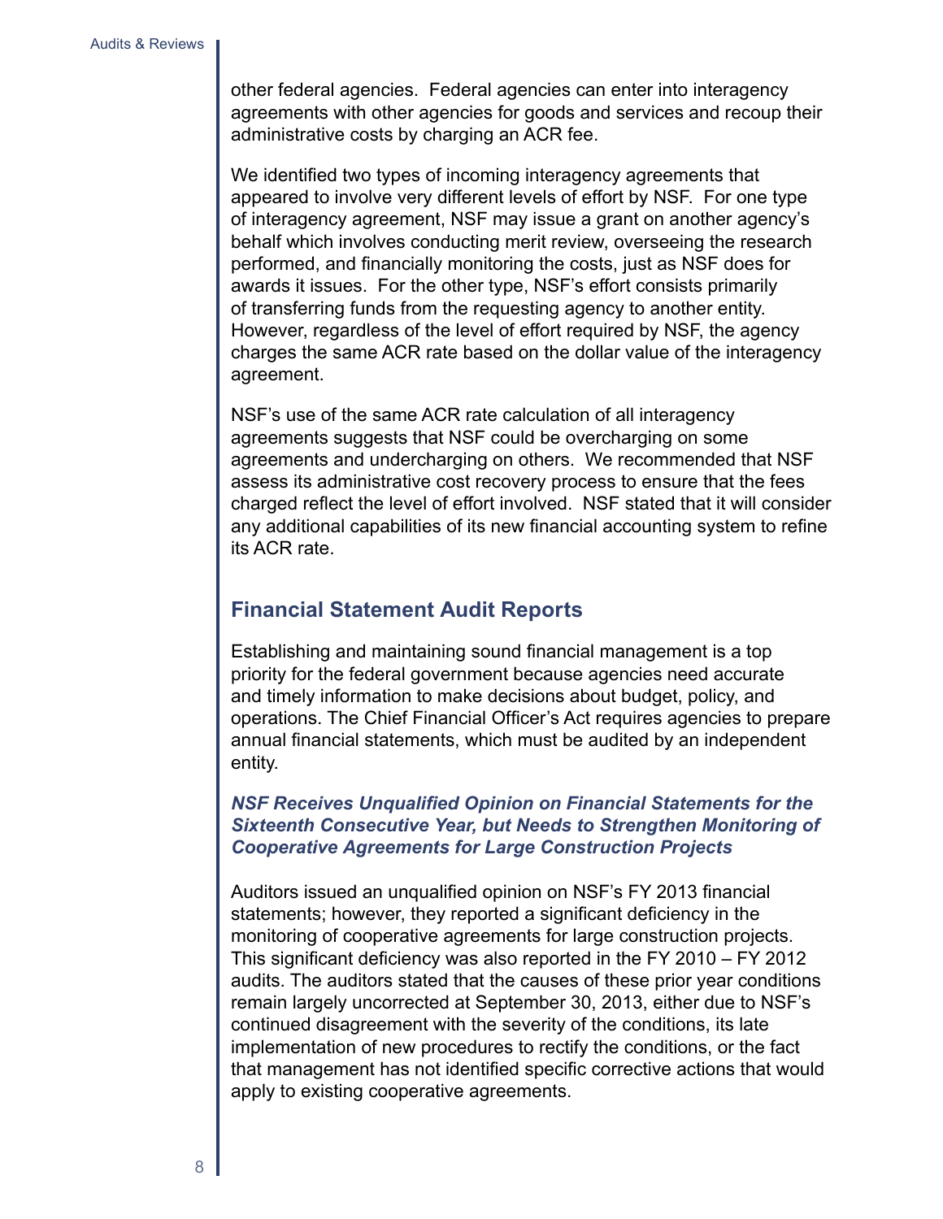other federal agencies. Federal agencies can enter into interagency agreements with other agencies for goods and services and recoup their administrative costs by charging an ACR fee.

We identified two types of incoming interagency agreements that appeared to involve very different levels of effort by NSF. For one type of interagency agreement, NSF may issue a grant on another agency's behalf which involves conducting merit review, overseeing the research performed, and financially monitoring the costs, just as NSF does for awards it issues. For the other type, NSF's effort consists primarily of transferring funds from the requesting agency to another entity. However, regardless of the level of effort required by NSF, the agency charges the same ACR rate based on the dollar value of the interagency agreement.

NSF's use of the same ACR rate calculation of all interagency agreements suggests that NSF could be overcharging on some agreements and undercharging on others. We recommended that NSF assess its administrative cost recovery process to ensure that the fees charged reflect the level of effort involved. NSF stated that it will consider any additional capabilities of its new financial accounting system to refine its ACR rate.

## Financial Statement Audit Reports

Establishing and maintaining sound financial management is a top priority for the federal government because agencies need accurate and timely information to make decisions about budget, policy, and operations. The Chief Financial Officer's Act requires agencies to prepare annual financial statements, which must be audited by an independent entity.

### *NSF Receives Unqualified Opinion on Financial Statements for the Sixteenth Consecutive Year, but Needs to Strengthen Monitoring of Cooperative Agreements for Large Construction Projects*

Auditors issued an unqualified opinion on NSF's FY 2013 financial statements; however, they reported a significant deficiency in the monitoring of cooperative agreements for large construction projects. This significant deficiency was also reported in the FY 2010 – FY 2012 audits. The auditors stated that the causes of these prior year conditions remain largely uncorrected at September 30, 2013, either due to NSF's continued disagreement with the severity of the conditions, its late implementation of new procedures to rectify the conditions, or the fact that management has not identified specific corrective actions that would apply to existing cooperative agreements.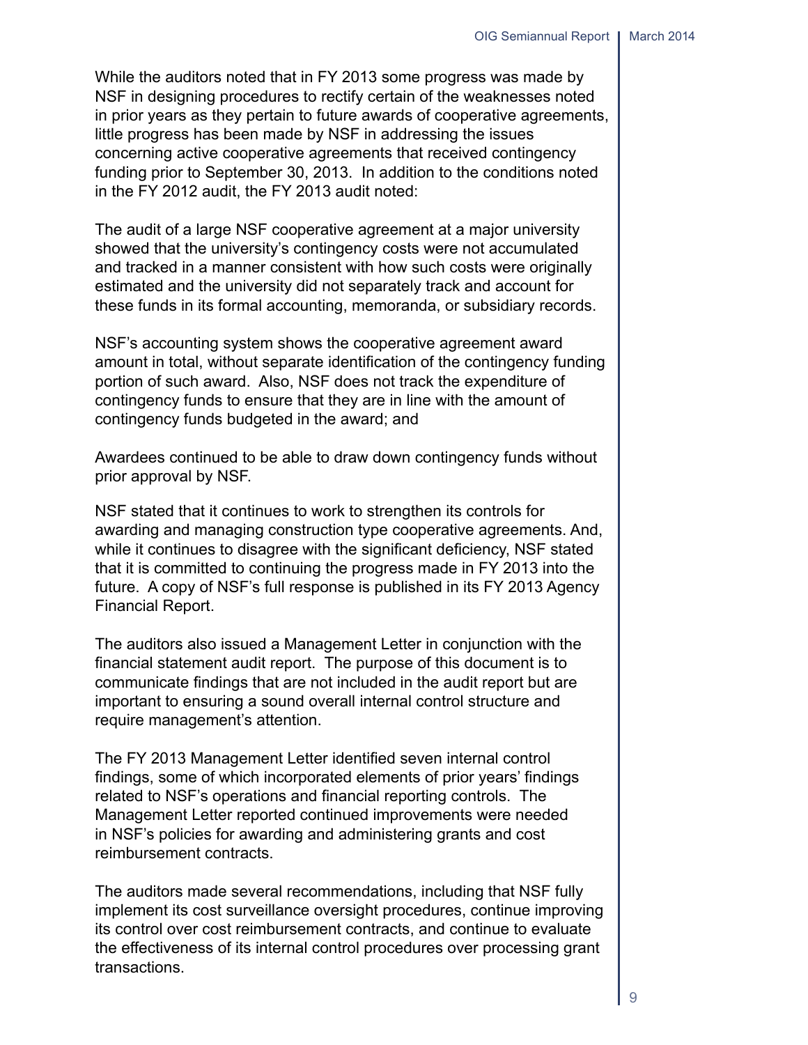While the auditors noted that in FY 2013 some progress was made by NSF in designing procedures to rectify certain of the weaknesses noted in prior years as they pertain to future awards of cooperative agreements, little progress has been made by NSF in addressing the issues concerning active cooperative agreements that received contingency funding prior to September 30, 2013. In addition to the conditions noted in the FY 2012 audit, the FY 2013 audit noted:

The audit of a large NSF cooperative agreement at a major university showed that the university's contingency costs were not accumulated and tracked in a manner consistent with how such costs were originally estimated and the university did not separately track and account for these funds in its formal accounting, memoranda, or subsidiary records.

NSF's accounting system shows the cooperative agreement award amount in total, without separate identification of the contingency funding portion of such award. Also, NSF does not track the expenditure of contingency funds to ensure that they are in line with the amount of contingency funds budgeted in the award; and

Awardees continued to be able to draw down contingency funds without prior approval by NSF.

NSF stated that it continues to work to strengthen its controls for awarding and managing construction type cooperative agreements. And, while it continues to disagree with the significant deficiency, NSF stated that it is committed to continuing the progress made in FY 2013 into the future. A copy of NSF's full response is published in its FY 2013 Agency Financial Report.

The auditors also issued a Management Letter in conjunction with the financial statement audit report. The purpose of this document is to communicate findings that are not included in the audit report but are important to ensuring a sound overall internal control structure and require management's attention.

The FY 2013 Management Letter identified seven internal control findings, some of which incorporated elements of prior years' findings related to NSF's operations and financial reporting controls. The Management Letter reported continued improvements were needed in NSF's policies for awarding and administering grants and cost reimbursement contracts.

The auditors made several recommendations, including that NSF fully implement its cost surveillance oversight procedures, continue improving its control over cost reimbursement contracts, and continue to evaluate the effectiveness of its internal control procedures over processing grant transactions.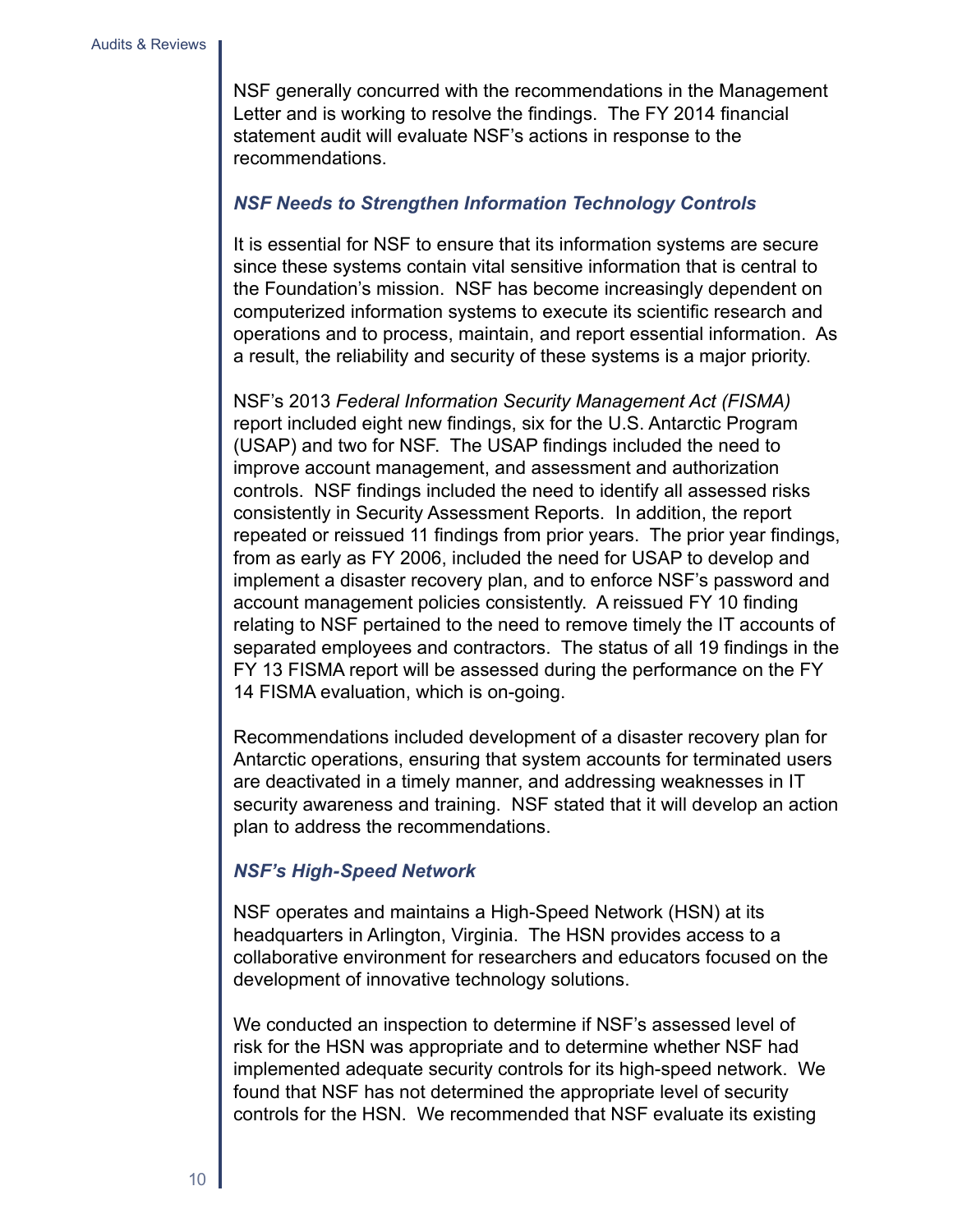NSF generally concurred with the recommendations in the Management Letter and is working to resolve the findings. The FY 2014 financial statement audit will evaluate NSF's actions in response to the recommendations.

### *NSF Needs to Strengthen Information Technology Controls*

It is essential for NSF to ensure that its information systems are secure since these systems contain vital sensitive information that is central to the Foundation's mission. NSF has become increasingly dependent on computerized information systems to execute its scientific research and operations and to process, maintain, and report essential information. As a result, the reliability and security of these systems is a major priority.

NSF's 2013 *Federal Information Security Management Act (FISMA)* report included eight new findings, six for the U.S. Antarctic Program (USAP) and two for NSF. The USAP findings included the need to improve account management, and assessment and authorization controls. NSF findings included the need to identify all assessed risks consistently in Security Assessment Reports. In addition, the report repeated or reissued 11 findings from prior years. The prior year findings, from as early as FY 2006, included the need for USAP to develop and implement a disaster recovery plan, and to enforce NSF's password and account management policies consistently. A reissued FY 10 finding relating to NSF pertained to the need to remove timely the IT accounts of separated employees and contractors. The status of all 19 findings in the FY 13 FISMA report will be assessed during the performance on the FY 14 FISMA evaluation, which is on-going.

Recommendations included development of a disaster recovery plan for Antarctic operations, ensuring that system accounts for terminated users are deactivated in a timely manner, and addressing weaknesses in IT security awareness and training. NSF stated that it will develop an action plan to address the recommendations.

### *NSF's High-Speed Network*

NSF operates and maintains a High-Speed Network (HSN) at its headquarters in Arlington, Virginia. The HSN provides access to a collaborative environment for researchers and educators focused on the development of innovative technology solutions.

We conducted an inspection to determine if NSF's assessed level of risk for the HSN was appropriate and to determine whether NSF had implemented adequate security controls for its high-speed network. We found that NSF has not determined the appropriate level of security controls for the HSN. We recommended that NSF evaluate its existing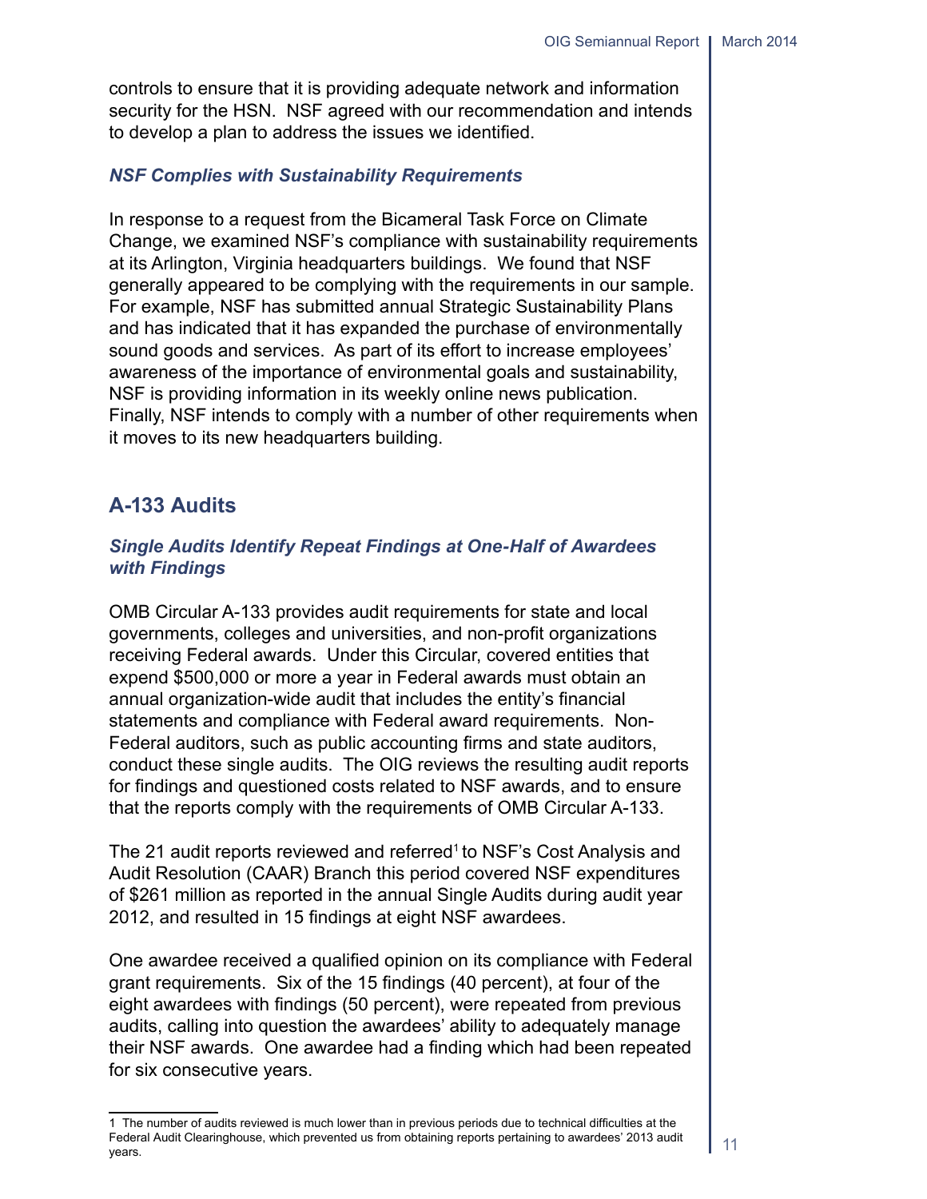controls to ensure that it is providing adequate network and information security for the HSN. NSF agreed with our recommendation and intends to develop a plan to address the issues we identified.

### *NSF Complies with Sustainability Requirements*

In response to a request from the Bicameral Task Force on Climate Change, we examined NSF's compliance with sustainability requirements at its Arlington, Virginia headquarters buildings. We found that NSF generally appeared to be complying with the requirements in our sample. For example, NSF has submitted annual Strategic Sustainability Plans and has indicated that it has expanded the purchase of environmentally sound goods and services. As part of its effort to increase employees' awareness of the importance of environmental goals and sustainability, NSF is providing information in its weekly online news publication. Finally, NSF intends to comply with a number of other requirements when it moves to its new headquarters building.

## A-133 Audits

### *Single Audits Identify Repeat Findings at One-Half of Awardees with Findings*

OMB Circular A-133 provides audit requirements for state and local governments, colleges and universities, and non-profit organizations receiving Federal awards. Under this Circular, covered entities that expend $500,000 or more a year in Federal awards must obtain an annual organization-wide audit that includes the entity's financial statements and compliance with Federal award requirements. Non-Federal auditors, such as public accounting firms and state auditors, conduct these single audits. The OIG reviews the resulting audit reports for findings and questioned costs related to NSF awards, and to ensure that the reports comply with the requirements of OMB Circular A-133.

The 21 audit reports reviewed and referred[1] to NSF's Cost Analysis and Audit Resolution (CAAR) Branch this period covered NSF expenditures of $261 million as reported in the annual Single Audits during audit year 2012, and resulted in 15 findings at eight NSF awardees.

One awardee received a qualified opinion on its compliance with Federal grant requirements. Six of the 15 findings (40 percent), at four of the eight awardees with findings (50 percent), were repeated from previous audits, calling into question the awardees' ability to adequately manage their NSF awards. One awardee had a finding which had been repeated for six consecutive years.

---

1 The number of audits reviewed is much lower than in previous periods due to technical difficulties at the Federal Audit Clearinghouse, which prevented us from obtaining reports pertaining to awardees' 2013 audit years.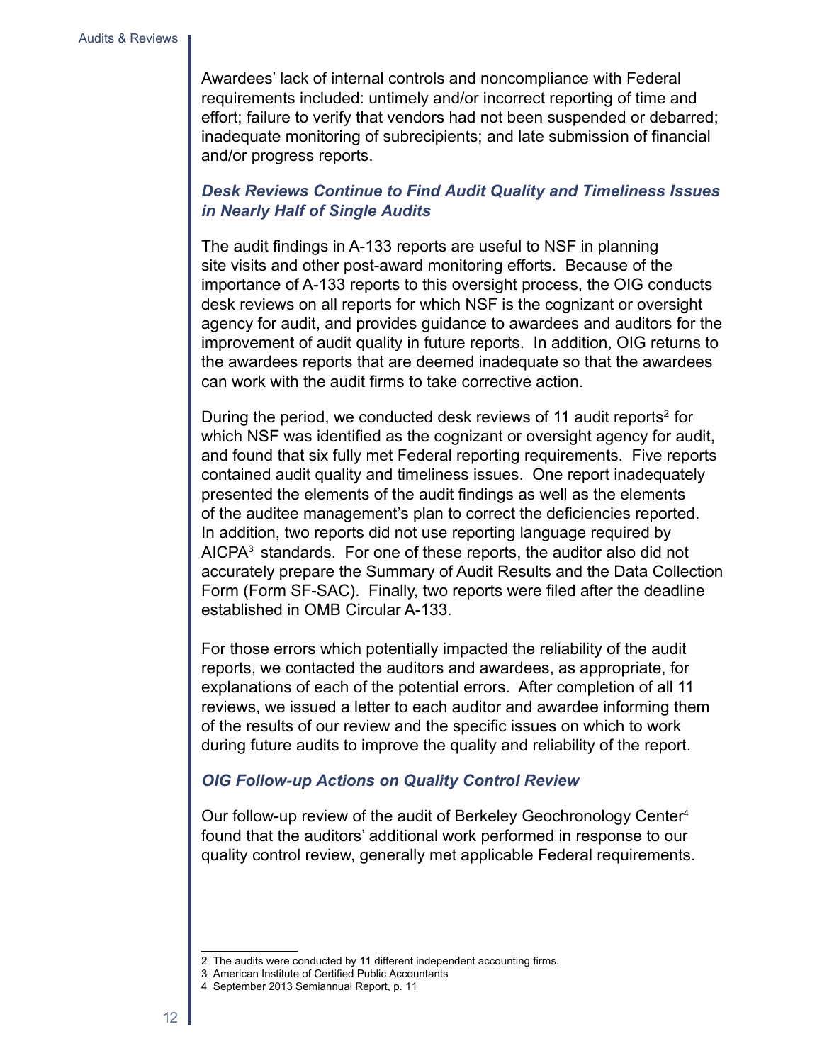Awardees' lack of internal controls and noncompliance with Federal requirements included: untimely and/or incorrect reporting of time and effort; failure to verify that vendors had not been suspended or debarred; inadequate monitoring of subrecipients; and late submission of financial and/or progress reports.

### *Desk Reviews Continue to Find Audit Quality and Timeliness Issues in Nearly Half of Single Audits*

The audit findings in A-133 reports are useful to NSF in planning site visits and other post-award monitoring efforts. Because of the importance of A-133 reports to this oversight process, the OIG conducts desk reviews on all reports for which NSF is the cognizant or oversight agency for audit, and provides guidance to awardees and auditors for the improvement of audit quality in future reports. In addition, OIG returns to the awardees reports that are deemed inadequate so that the awardees can work with the audit firms to take corrective action.

During the period, we conducted desk reviews of 11 audit reports[2] for which NSF was identified as the cognizant or oversight agency for audit, and found that six fully met Federal reporting requirements. Five reports contained audit quality and timeliness issues. One report inadequately presented the elements of the audit findings as well as the elements of the auditee management's plan to correct the deficiencies reported. In addition, two reports did not use reporting language required by AICPA[3] standards. For one of these reports, the auditor also did not accurately prepare the Summary of Audit Results and the Data Collection Form (Form SF-SAC). Finally, two reports were filed after the deadline established in OMB Circular A-133.

For those errors which potentially impacted the reliability of the audit reports, we contacted the auditors and awardees, as appropriate, for explanations of each of the potential errors. After completion of all 11 reviews, we issued a letter to each auditor and awardee informing them of the results of our review and the specific issues on which to work during future audits to improve the quality and reliability of the report.

### *OIG Follow-up Actions on Quality Control Review*

Our follow-up review of the audit of Berkeley Geochronology Center[4] found that the auditors' additional work performed in response to our quality control review, generally met applicable Federal requirements.

---

2 The audits were conducted by 11 different independent accounting firms.

3 American Institute of Certified Public Accountants

4 September 2013 Semiannual Report, p. 11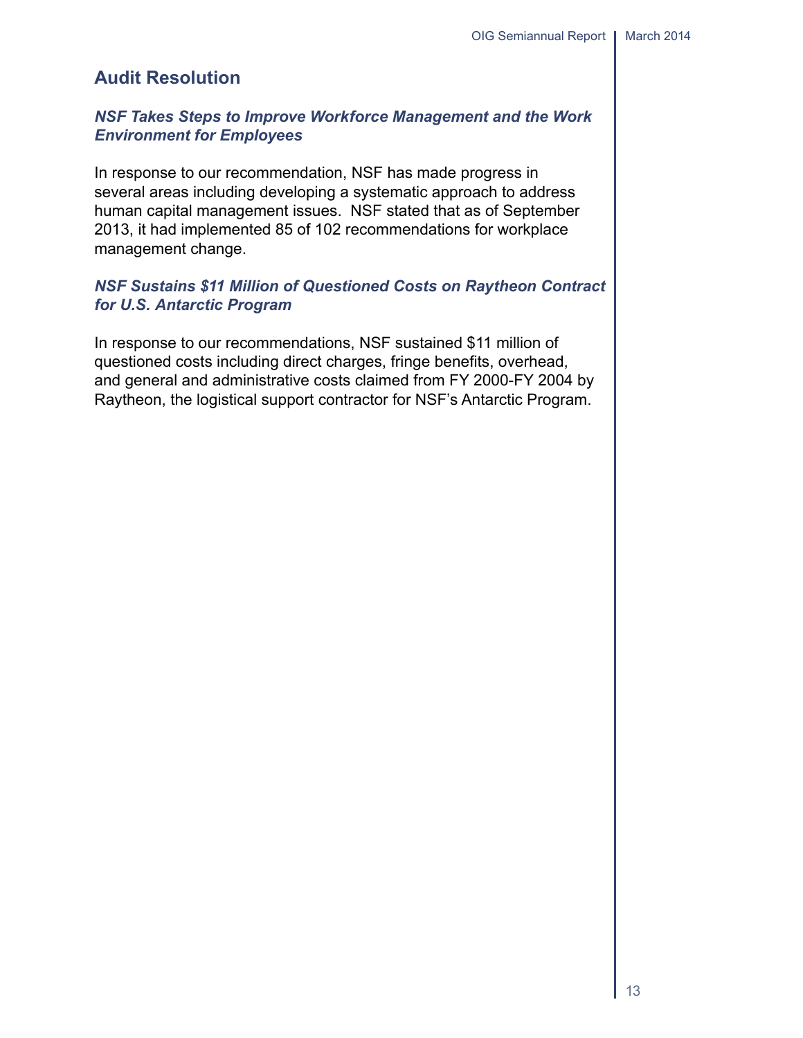## Audit Resolution

### *NSF Takes Steps to Improve Workforce Management and the Work Environment for Employees*

In response to our recommendation, NSF has made progress in several areas including developing a systematic approach to address human capital management issues. NSF stated that as of September 2013, it had implemented 85 of 102 recommendations for workplace management change.

### *NSF Sustains $11 Million of Questioned Costs on Raytheon Contract for U.S. Antarctic Program*

In response to our recommendations, NSF sustained $11 million of questioned costs including direct charges, fringe benefits, overhead, and general and administrative costs claimed from FY 2000-FY 2004 by Raytheon, the logistical support contractor for NSF's Antarctic Program.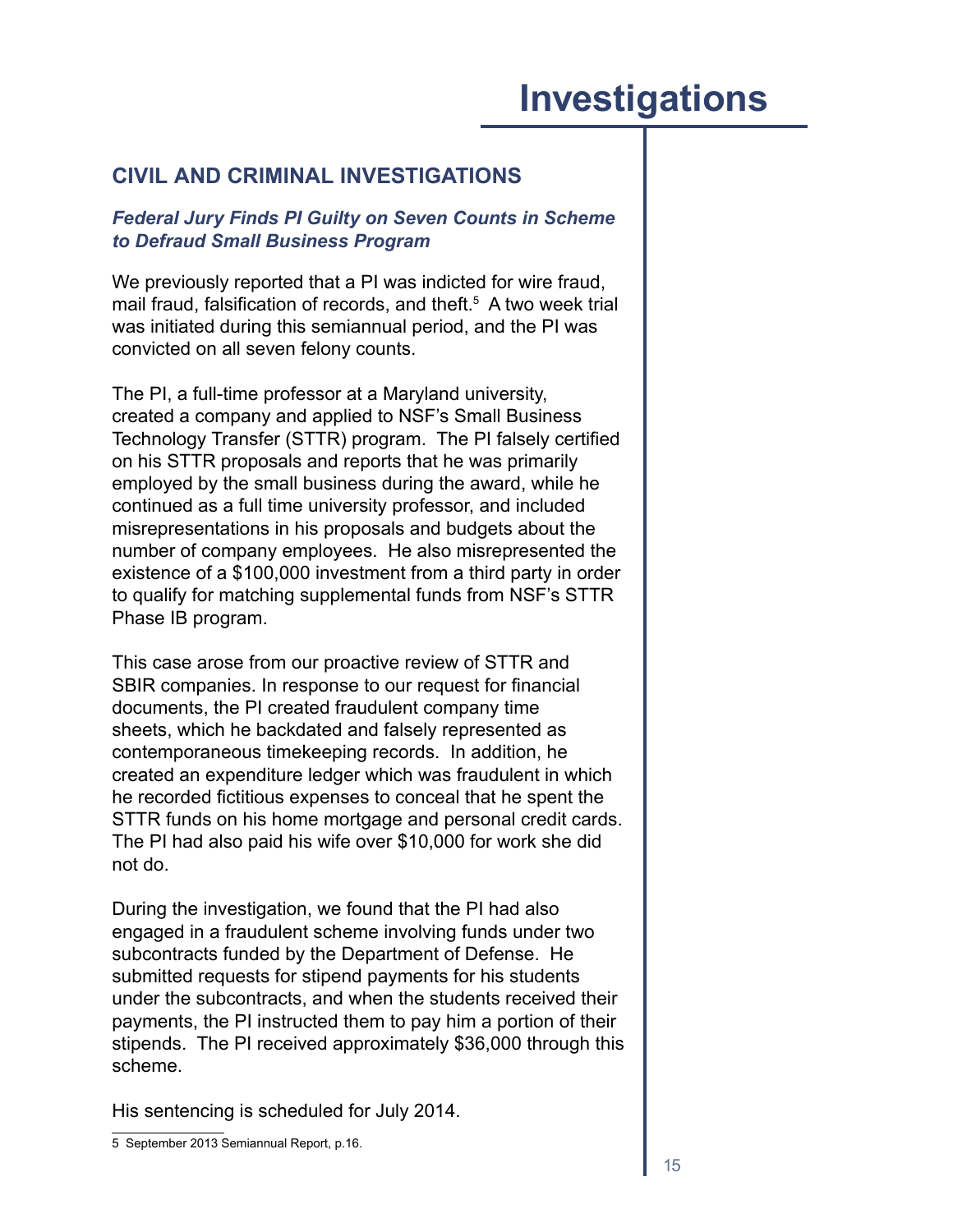# Investigations

## CIVIL AND CRIMINAL INVESTIGATIONS

### *Federal Jury Finds PI Guilty on Seven Counts in Scheme to Defraud Small Business Program*

We previously reported that a PI was indicted for wire fraud, mail fraud, falsification of records, and theft.[5] A two week trial was initiated during this semiannual period, and the PI was convicted on all seven felony counts.

The PI, a full-time professor at a Maryland university, created a company and applied to NSF's Small Business Technology Transfer (STTR) program. The PI falsely certified on his STTR proposals and reports that he was primarily employed by the small business during the award, while he continued as a full time university professor, and included misrepresentations in his proposals and budgets about the number of company employees. He also misrepresented the existence of a $100,000 investment from a third party in order to qualify for matching supplemental funds from NSF's STTR Phase IB program.

This case arose from our proactive review of STTR and SBIR companies. In response to our request for financial documents, the PI created fraudulent company time sheets, which he backdated and falsely represented as contemporaneous timekeeping records. In addition, he created an expenditure ledger which was fraudulent in which he recorded fictitious expenses to conceal that he spent the STTR funds on his home mortgage and personal credit cards. The PI had also paid his wife over $10,000 for work she did not do.

During the investigation, we found that the PI had also engaged in a fraudulent scheme involving funds under two subcontracts funded by the Department of Defense. He submitted requests for stipend payments for his students under the subcontracts, and when the students received their payments, the PI instructed them to pay him a portion of their stipends. The PI received approximately $36,000 through this scheme.

His sentencing is scheduled for July 2014.

5 September 2013 Semiannual Report, p.16.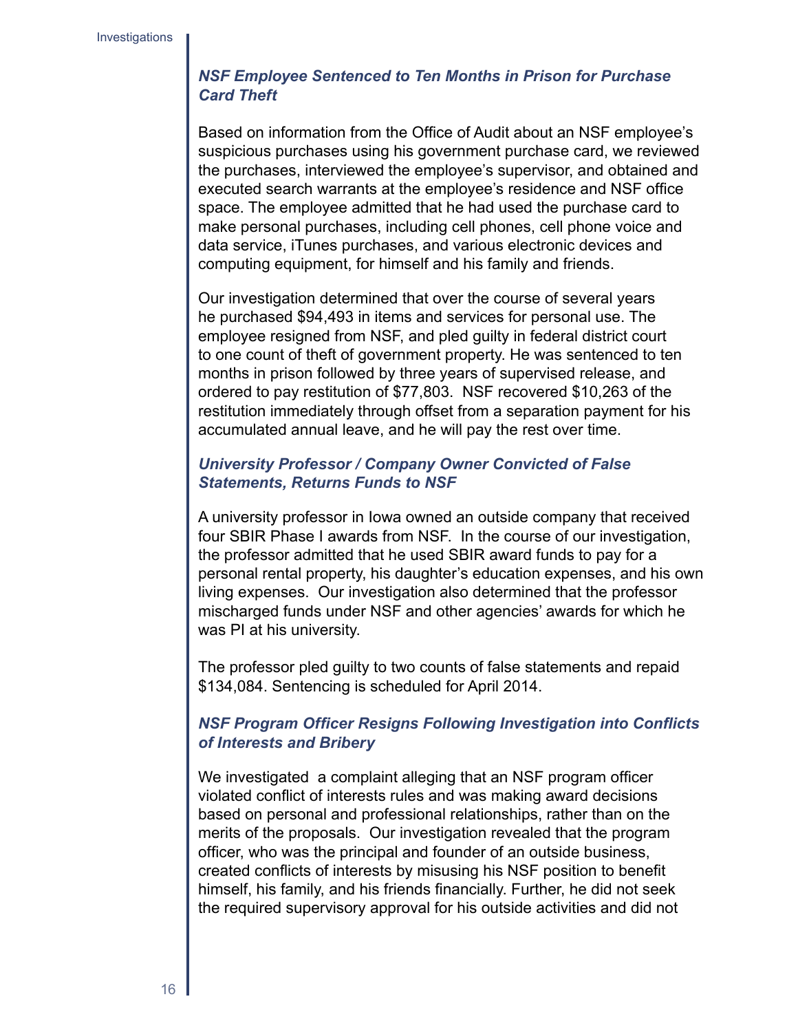### *NSF Employee Sentenced to Ten Months in Prison for Purchase Card Theft*

Based on information from the Office of Audit about an NSF employee's suspicious purchases using his government purchase card, we reviewed the purchases, interviewed the employee's supervisor, and obtained and executed search warrants at the employee's residence and NSF office space. The employee admitted that he had used the purchase card to make personal purchases, including cell phones, cell phone voice and data service, iTunes purchases, and various electronic devices and computing equipment, for himself and his family and friends.

Our investigation determined that over the course of several years he purchased $94,493 in items and services for personal use. The employee resigned from NSF, and pled guilty in federal district court to one count of theft of government property. He was sentenced to ten months in prison followed by three years of supervised release, and ordered to pay restitution of $77,803. NSF recovered $10,263 of the restitution immediately through offset from a separation payment for his accumulated annual leave, and he will pay the rest over time.

### *University Professor / Company Owner Convicted of False Statements, Returns Funds to NSF*

A university professor in Iowa owned an outside company that received four SBIR Phase I awards from NSF. In the course of our investigation, the professor admitted that he used SBIR award funds to pay for a personal rental property, his daughter's education expenses, and his own living expenses. Our investigation also determined that the professor mischarged funds under NSF and other agencies' awards for which he was PI at his university.

The professor pled guilty to two counts of false statements and repaid $134,084. Sentencing is scheduled for April 2014.

### *NSF Program Officer Resigns Following Investigation into Conflicts of Interests and Bribery*

We investigated a complaint alleging that an NSF program officer violated conflict of interests rules and was making award decisions based on personal and professional relationships, rather than on the merits of the proposals. Our investigation revealed that the program officer, who was the principal and founder of an outside business, created conflicts of interests by misusing his NSF position to benefit himself, his family, and his friends financially. Further, he did not seek the required supervisory approval for his outside activities and did not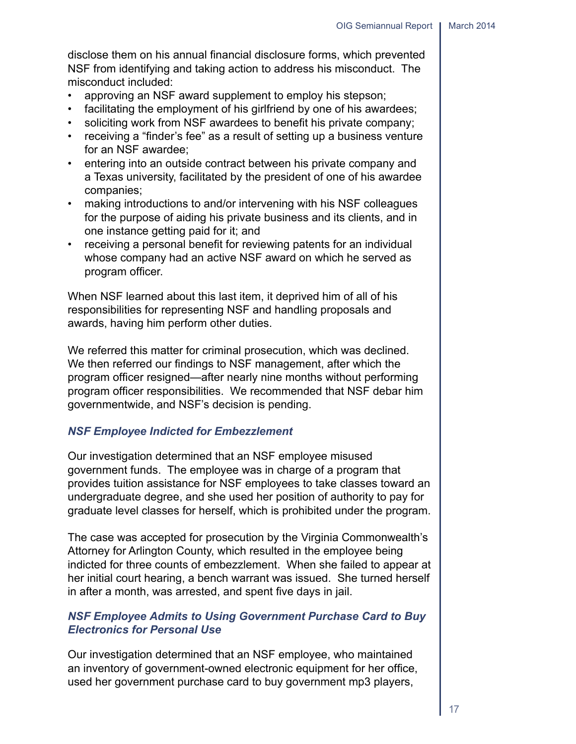disclose them on his annual financial disclosure forms, which prevented NSF from identifying and taking action to address his misconduct. The misconduct included:

- approving an NSF award supplement to employ his stepson;
- facilitating the employment of his girlfriend by one of his awardees;
- soliciting work from NSF awardees to benefit his private company;
- receiving a "finder's fee" as a result of setting up a business venture for an NSF awardee;
- entering into an outside contract between his private company and a Texas university, facilitated by the president of one of his awardee companies;
- making introductions to and/or intervening with his NSF colleagues for the purpose of aiding his private business and its clients, and in one instance getting paid for it; and
- receiving a personal benefit for reviewing patents for an individual whose company had an active NSF award on which he served as program officer.

When NSF learned about this last item, it deprived him of all of his responsibilities for representing NSF and handling proposals and awards, having him perform other duties.

We referred this matter for criminal prosecution, which was declined. We then referred our findings to NSF management, after which the program officer resigned—after nearly nine months without performing program officer responsibilities. We recommended that NSF debar him governmentwide, and NSF's decision is pending.

### *NSF Employee Indicted for Embezzlement*

Our investigation determined that an NSF employee misused government funds. The employee was in charge of a program that provides tuition assistance for NSF employees to take classes toward an undergraduate degree, and she used her position of authority to pay for graduate level classes for herself, which is prohibited under the program.

The case was accepted for prosecution by the Virginia Commonwealth's Attorney for Arlington County, which resulted in the employee being indicted for three counts of embezzlement. When she failed to appear at her initial court hearing, a bench warrant was issued. She turned herself in after a month, was arrested, and spent five days in jail.

### *NSF Employee Admits to Using Government Purchase Card to Buy Electronics for Personal Use*

Our investigation determined that an NSF employee, who maintained an inventory of government-owned electronic equipment for her office, used her government purchase card to buy government mp3 players,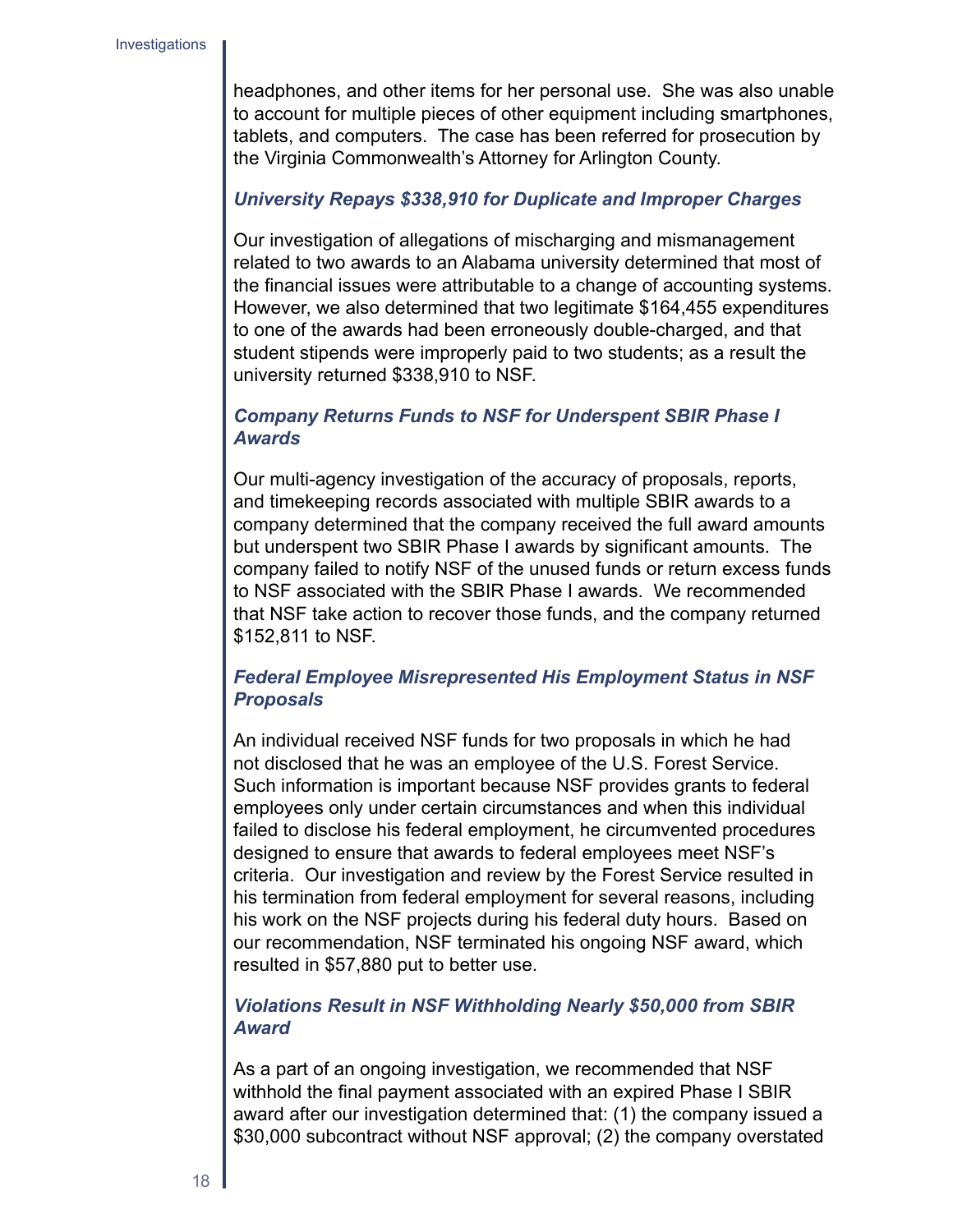headphones, and other items for her personal use. She was also unable to account for multiple pieces of other equipment including smartphones, tablets, and computers. The case has been referred for prosecution by the Virginia Commonwealth's Attorney for Arlington County.

### *University Repays $338,910 for Duplicate and Improper Charges*

Our investigation of allegations of mischarging and mismanagement related to two awards to an Alabama university determined that most of the financial issues were attributable to a change of accounting systems. However, we also determined that two legitimate $164,455 expenditures to one of the awards had been erroneously double-charged, and that student stipends were improperly paid to two students; as a result the university returned $338,910 to NSF.

### *Company Returns Funds to NSF for Underspent SBIR Phase I Awards*

Our multi-agency investigation of the accuracy of proposals, reports, and timekeeping records associated with multiple SBIR awards to a company determined that the company received the full award amounts but underspent two SBIR Phase I awards by significant amounts. The company failed to notify NSF of the unused funds or return excess funds to NSF associated with the SBIR Phase I awards. We recommended that NSF take action to recover those funds, and the company returned $152,811 to NSF.

### *Federal Employee Misrepresented His Employment Status in NSF Proposals*

An individual received NSF funds for two proposals in which he had not disclosed that he was an employee of the U.S. Forest Service. Such information is important because NSF provides grants to federal employees only under certain circumstances and when this individual failed to disclose his federal employment, he circumvented procedures designed to ensure that awards to federal employees meet NSF's criteria. Our investigation and review by the Forest Service resulted in his termination from federal employment for several reasons, including his work on the NSF projects during his federal duty hours. Based on our recommendation, NSF terminated his ongoing NSF award, which resulted in $57,880 put to better use.

### *Violations Result in NSF Withholding Nearly $50,000 from SBIR Award*

As a part of an ongoing investigation, we recommended that NSF withhold the final payment associated with an expired Phase I SBIR award after our investigation determined that: (1) the company issued a $30,000 subcontract without NSF approval; (2) the company overstated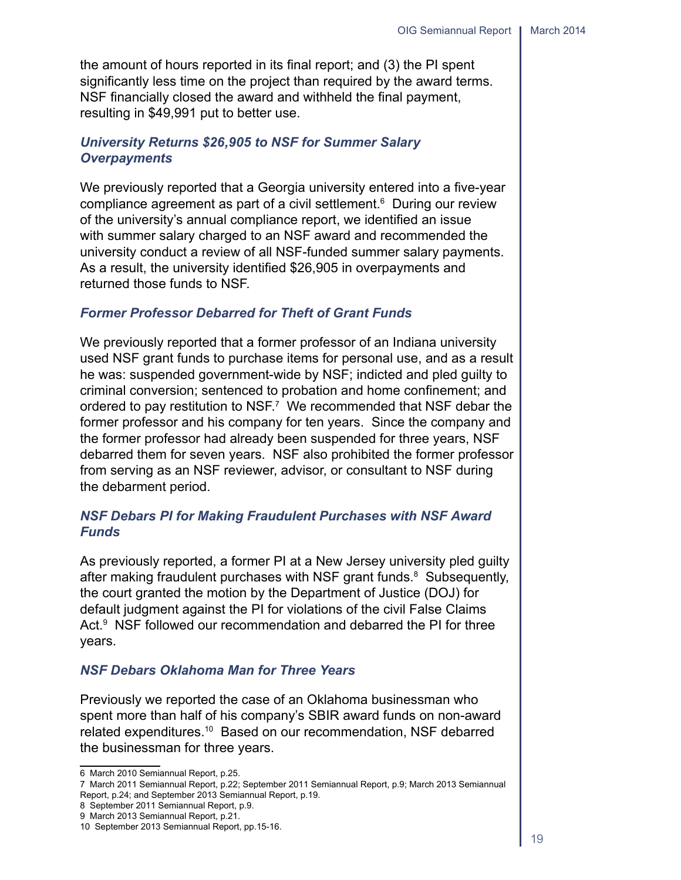the amount of hours reported in its final report; and (3) the PI spent significantly less time on the project than required by the award terms. NSF financially closed the award and withheld the final payment, resulting in $49,991 put to better use.

### *University Returns $26,905 to NSF for Summer Salary Overpayments*

We previously reported that a Georgia university entered into a five-year compliance agreement as part of a civil settlement.[6] During our review of the university's annual compliance report, we identified an issue with summer salary charged to an NSF award and recommended the university conduct a review of all NSF-funded summer salary payments. As a result, the university identified $26,905 in overpayments and returned those funds to NSF.

### *Former Professor Debarred for Theft of Grant Funds*

We previously reported that a former professor of an Indiana university used NSF grant funds to purchase items for personal use, and as a result he was: suspended government-wide by NSF; indicted and pled guilty to criminal conversion; sentenced to probation and home confinement; and ordered to pay restitution to NSF.[7] We recommended that NSF debar the former professor and his company for ten years. Since the company and the former professor had already been suspended for three years, NSF debarred them for seven years. NSF also prohibited the former professor from serving as an NSF reviewer, advisor, or consultant to NSF during the debarment period.

### *NSF Debars PI for Making Fraudulent Purchases with NSF Award Funds*

As previously reported, a former PI at a New Jersey university pled guilty after making fraudulent purchases with NSF grant funds.[8] Subsequently, the court granted the motion by the Department of Justice (DOJ) for default judgment against the PI for violations of the civil False Claims Act.[9] NSF followed our recommendation and debarred the PI for three years.

### *NSF Debars Oklahoma Man for Three Years*

Previously we reported the case of an Oklahoma businessman who spent more than half of his company's SBIR award funds on non-award related expenditures.[10] Based on our recommendation, NSF debarred the businessman for three years.

---

6 March 2010 Semiannual Report, p.25.

7 March 2011 Semiannual Report, p.22; September 2011 Semiannual Report, p.9; March 2013 Semiannual Report, p.24; and September 2013 Semiannual Report, p.19.

8 September 2011 Semiannual Report, p.9.

9 March 2013 Semiannual Report, p.21.

10 September 2013 Semiannual Report, pp.15-16.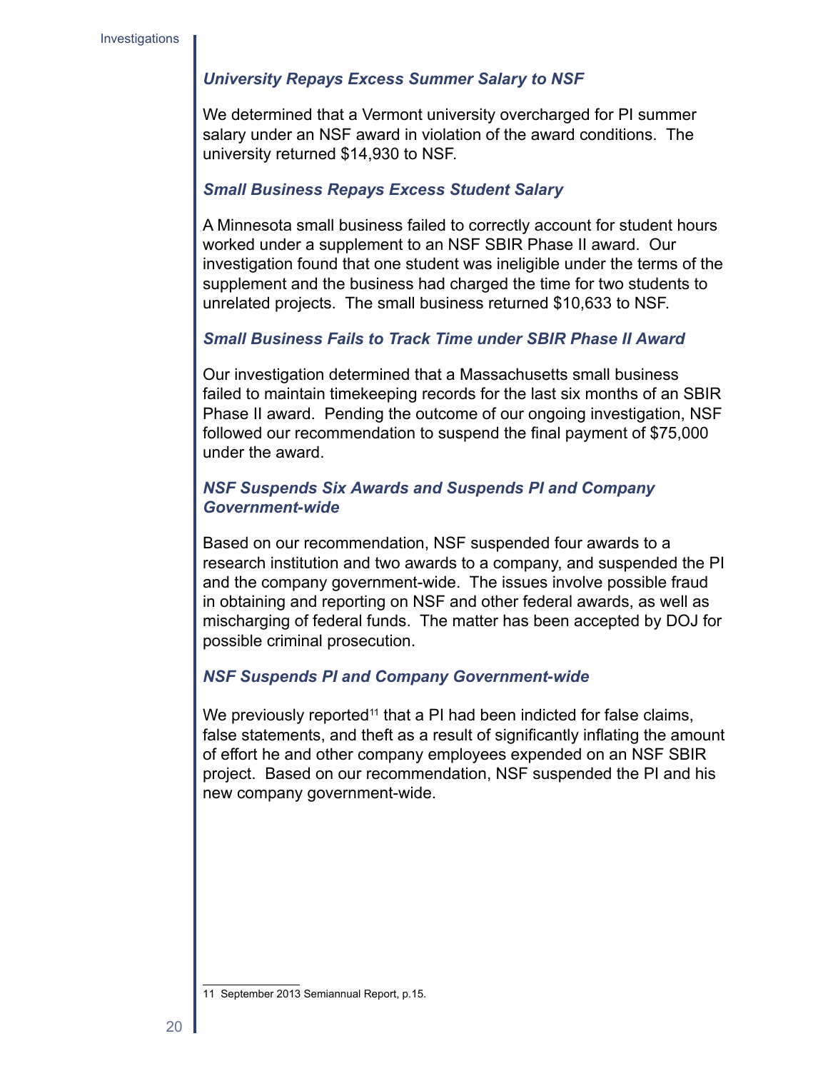### *University Repays Excess Summer Salary to NSF*

We determined that a Vermont university overcharged for PI summer salary under an NSF award in violation of the award conditions. The university returned $14,930 to NSF.

### *Small Business Repays Excess Student Salary*

A Minnesota small business failed to correctly account for student hours worked under a supplement to an NSF SBIR Phase II award. Our investigation found that one student was ineligible under the terms of the supplement and the business had charged the time for two students to unrelated projects. The small business returned $10,633 to NSF.

### *Small Business Fails to Track Time under SBIR Phase II Award*

Our investigation determined that a Massachusetts small business failed to maintain timekeeping records for the last six months of an SBIR Phase II award. Pending the outcome of our ongoing investigation, NSF followed our recommendation to suspend the final payment of $75,000 under the award.

### *NSF Suspends Six Awards and Suspends PI and Company Government-wide*

Based on our recommendation, NSF suspended four awards to a research institution and two awards to a company, and suspended the PI and the company government-wide. The issues involve possible fraud in obtaining and reporting on NSF and other federal awards, as well as mischarging of federal funds. The matter has been accepted by DOJ for possible criminal prosecution.

### *NSF Suspends PI and Company Government-wide*

We previously reported[11] that a PI had been indicted for false claims, false statements, and theft as a result of significantly inflating the amount of effort he and other company employees expended on an NSF SBIR project. Based on our recommendation, NSF suspended the PI and his new company government-wide.

---

11 September 2013 Semiannual Report, p.15.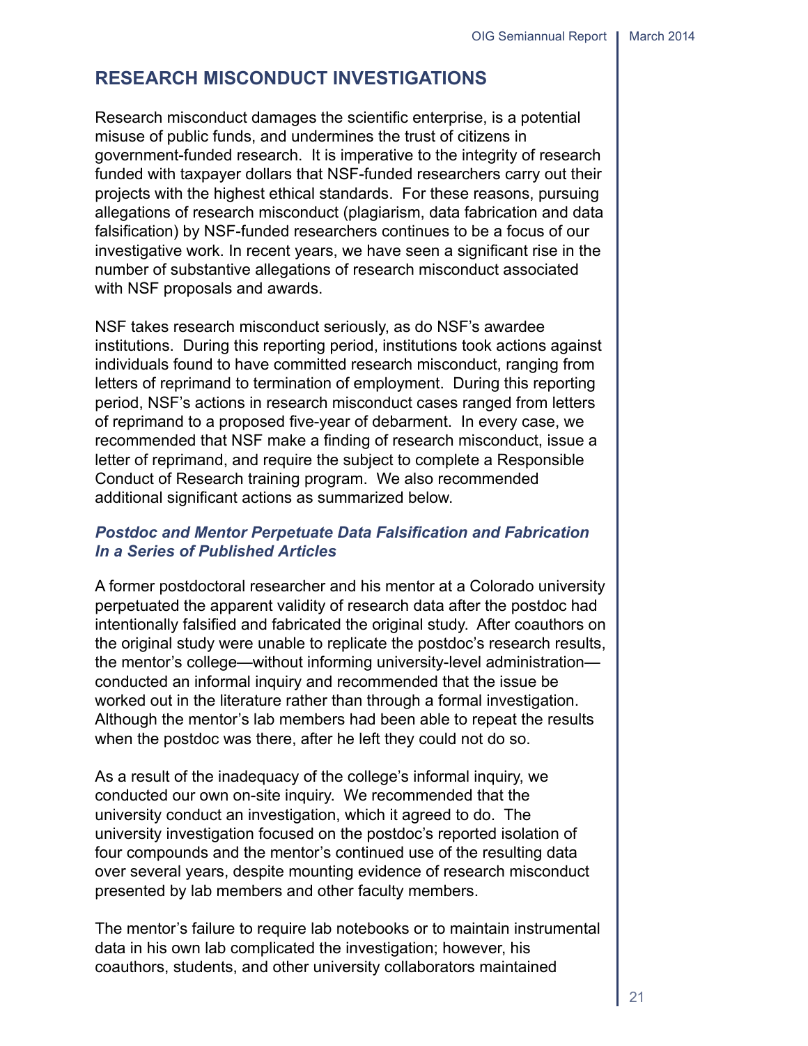## RESEARCH MISCONDUCT INVESTIGATIONS

Research misconduct damages the scientific enterprise, is a potential misuse of public funds, and undermines the trust of citizens in government-funded research. It is imperative to the integrity of research funded with taxpayer dollars that NSF-funded researchers carry out their projects with the highest ethical standards. For these reasons, pursuing allegations of research misconduct (plagiarism, data fabrication and data falsification) by NSF-funded researchers continues to be a focus of our investigative work. In recent years, we have seen a significant rise in the number of substantive allegations of research misconduct associated with NSF proposals and awards.

NSF takes research misconduct seriously, as do NSF's awardee institutions. During this reporting period, institutions took actions against individuals found to have committed research misconduct, ranging from letters of reprimand to termination of employment. During this reporting period, NSF's actions in research misconduct cases ranged from letters of reprimand to a proposed five-year of debarment. In every case, we recommended that NSF make a finding of research misconduct, issue a letter of reprimand, and require the subject to complete a Responsible Conduct of Research training program. We also recommended additional significant actions as summarized below.

### *Postdoc and Mentor Perpetuate Data Falsification and Fabrication In a Series of Published Articles*

A former postdoctoral researcher and his mentor at a Colorado university perpetuated the apparent validity of research data after the postdoc had intentionally falsified and fabricated the original study. After coauthors on the original study were unable to replicate the postdoc's research results, the mentor's college—without informing university-level administration—conducted an informal inquiry and recommended that the issue be worked out in the literature rather than through a formal investigation. Although the mentor's lab members had been able to repeat the results when the postdoc was there, after he left they could not do so.

As a result of the inadequacy of the college's informal inquiry, we conducted our own on-site inquiry. We recommended that the university conduct an investigation, which it agreed to do. The university investigation focused on the postdoc's reported isolation of four compounds and the mentor's continued use of the resulting data over several years, despite mounting evidence of research misconduct presented by lab members and other faculty members.

The mentor's failure to require lab notebooks or to maintain instrumental data in his own lab complicated the investigation; however, his coauthors, students, and other university collaborators maintained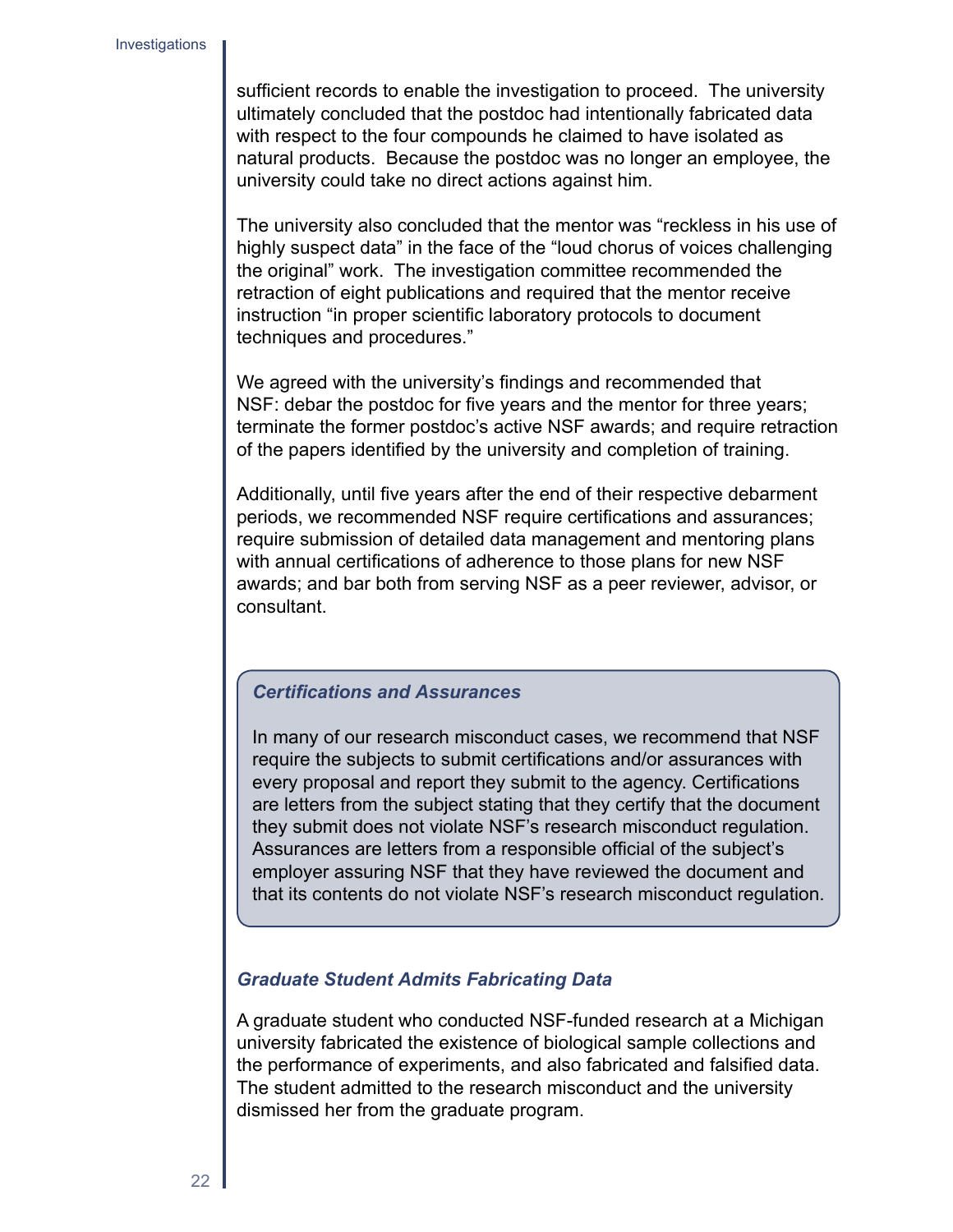sufficient records to enable the investigation to proceed. The university ultimately concluded that the postdoc had intentionally fabricated data with respect to the four compounds he claimed to have isolated as natural products. Because the postdoc was no longer an employee, the university could take no direct actions against him.

The university also concluded that the mentor was "reckless in his use of highly suspect data" in the face of the "loud chorus of voices challenging the original" work. The investigation committee recommended the retraction of eight publications and required that the mentor receive instruction "in proper scientific laboratory protocols to document techniques and procedures."

We agreed with the university's findings and recommended that NSF: debar the postdoc for five years and the mentor for three years; terminate the former postdoc's active NSF awards; and require retraction of the papers identified by the university and completion of training.

Additionally, until five years after the end of their respective debarment periods, we recommended NSF require certifications and assurances; require submission of detailed data management and mentoring plans with annual certifications of adherence to those plans for new NSF awards; and bar both from serving NSF as a peer reviewer, advisor, or consultant.

> ***Certifications and Assurances***
>
> In many of our research misconduct cases, we recommend that NSF require the subjects to submit certifications and/or assurances with every proposal and report they submit to the agency. Certifications are letters from the subject stating that they certify that the document they submit does not violate NSF's research misconduct regulation. Assurances are letters from a responsible official of the subject's employer assuring NSF that they have reviewed the document and that its contents do not violate NSF's research misconduct regulation.

### *Graduate Student Admits Fabricating Data*

A graduate student who conducted NSF-funded research at a Michigan university fabricated the existence of biological sample collections and the performance of experiments, and also fabricated and falsified data. The student admitted to the research misconduct and the university dismissed her from the graduate program.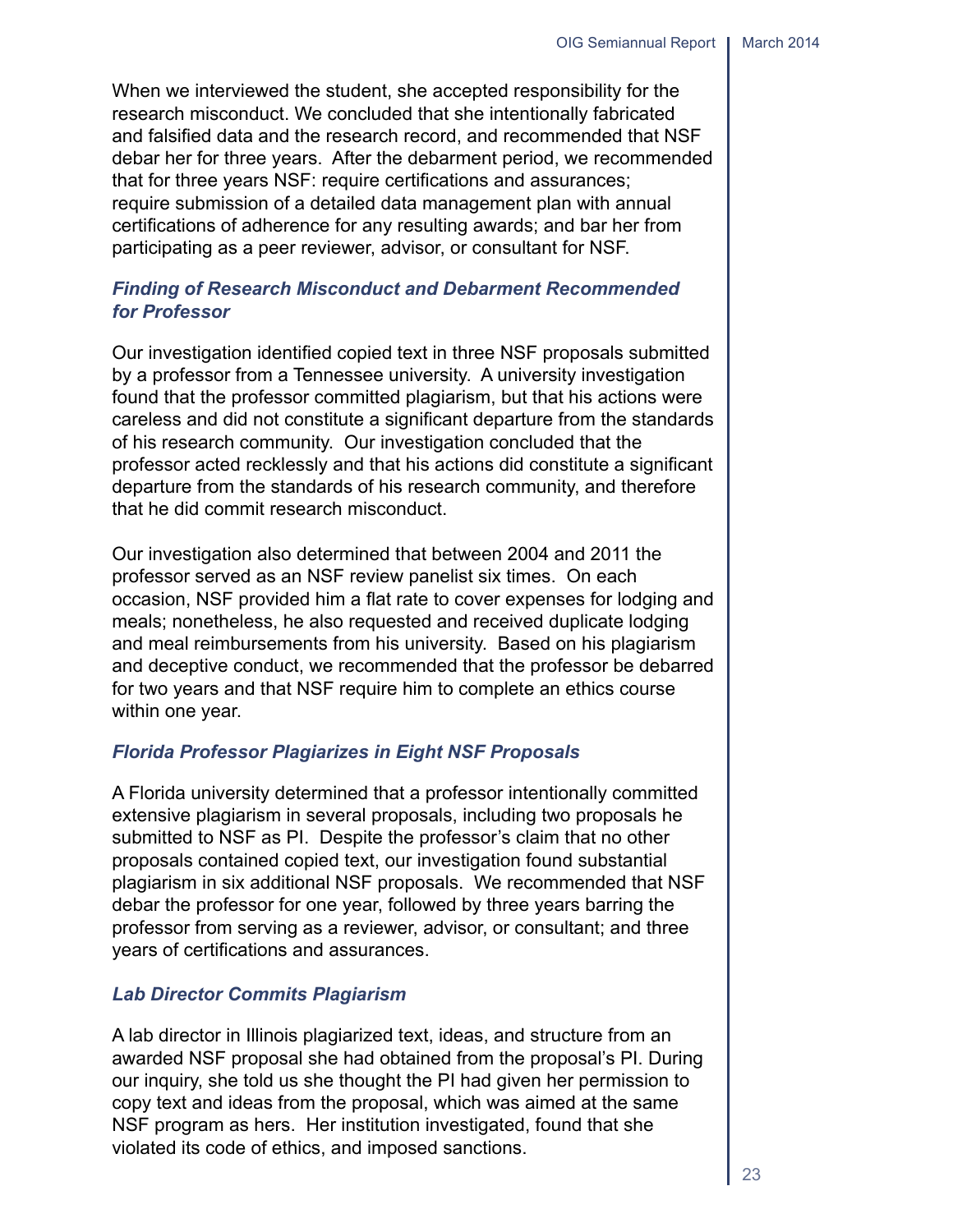When we interviewed the student, she accepted responsibility for the research misconduct. We concluded that she intentionally fabricated and falsified data and the research record, and recommended that NSF debar her for three years. After the debarment period, we recommended that for three years NSF: require certifications and assurances; require submission of a detailed data management plan with annual certifications of adherence for any resulting awards; and bar her from participating as a peer reviewer, advisor, or consultant for NSF.

### *Finding of Research Misconduct and Debarment Recommended for Professor*

Our investigation identified copied text in three NSF proposals submitted by a professor from a Tennessee university. A university investigation found that the professor committed plagiarism, but that his actions were careless and did not constitute a significant departure from the standards of his research community. Our investigation concluded that the professor acted recklessly and that his actions did constitute a significant departure from the standards of his research community, and therefore that he did commit research misconduct.

Our investigation also determined that between 2004 and 2011 the professor served as an NSF review panelist six times. On each occasion, NSF provided him a flat rate to cover expenses for lodging and meals; nonetheless, he also requested and received duplicate lodging and meal reimbursements from his university. Based on his plagiarism and deceptive conduct, we recommended that the professor be debarred for two years and that NSF require him to complete an ethics course within one year.

### *Florida Professor Plagiarizes in Eight NSF Proposals*

A Florida university determined that a professor intentionally committed extensive plagiarism in several proposals, including two proposals he submitted to NSF as PI. Despite the professor's claim that no other proposals contained copied text, our investigation found substantial plagiarism in six additional NSF proposals. We recommended that NSF debar the professor for one year, followed by three years barring the professor from serving as a reviewer, advisor, or consultant; and three years of certifications and assurances.

### *Lab Director Commits Plagiarism*

A lab director in Illinois plagiarized text, ideas, and structure from an awarded NSF proposal she had obtained from the proposal's PI. During our inquiry, she told us she thought the PI had given her permission to copy text and ideas from the proposal, which was aimed at the same NSF program as hers. Her institution investigated, found that she violated its code of ethics, and imposed sanctions.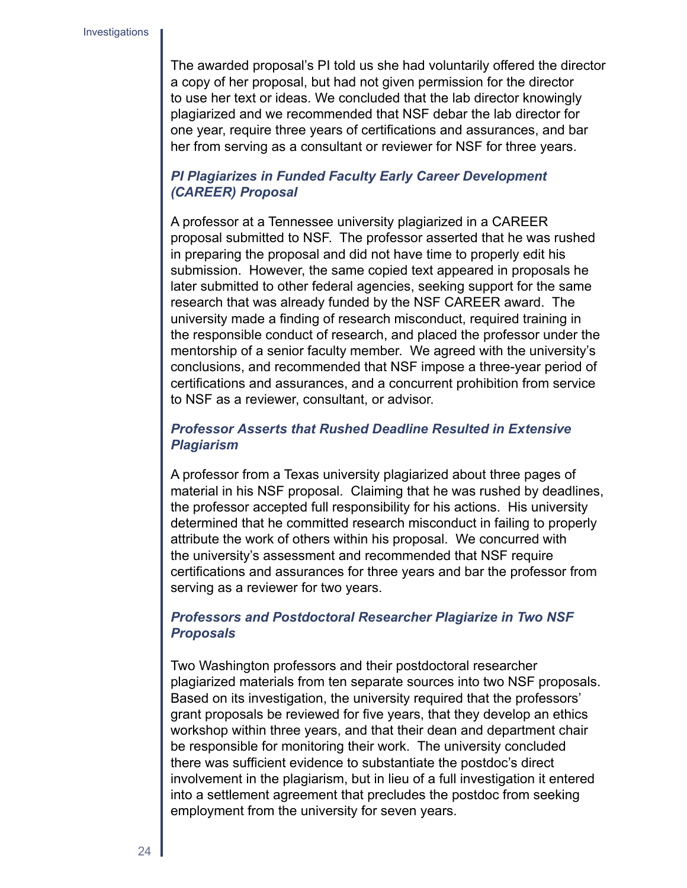The awarded proposal's PI told us she had voluntarily offered the director a copy of her proposal, but had not given permission for the director to use her text or ideas. We concluded that the lab director knowingly plagiarized and we recommended that NSF debar the lab director for one year, require three years of certifications and assurances, and bar her from serving as a consultant or reviewer for NSF for three years.

### *PI Plagiarizes in Funded Faculty Early Career Development (CAREER) Proposal*

A professor at a Tennessee university plagiarized in a CAREER proposal submitted to NSF. The professor asserted that he was rushed in preparing the proposal and did not have time to properly edit his submission. However, the same copied text appeared in proposals he later submitted to other federal agencies, seeking support for the same research that was already funded by the NSF CAREER award. The university made a finding of research misconduct, required training in the responsible conduct of research, and placed the professor under the mentorship of a senior faculty member. We agreed with the university's conclusions, and recommended that NSF impose a three-year period of certifications and assurances, and a concurrent prohibition from service to NSF as a reviewer, consultant, or advisor.

### *Professor Asserts that Rushed Deadline Resulted in Extensive Plagiarism*

A professor from a Texas university plagiarized about three pages of material in his NSF proposal. Claiming that he was rushed by deadlines, the professor accepted full responsibility for his actions. His university determined that he committed research misconduct in failing to properly attribute the work of others within his proposal. We concurred with the university's assessment and recommended that NSF require certifications and assurances for three years and bar the professor from serving as a reviewer for two years.

### *Professors and Postdoctoral Researcher Plagiarize in Two NSF Proposals*

Two Washington professors and their postdoctoral researcher plagiarized materials from ten separate sources into two NSF proposals. Based on its investigation, the university required that the professors' grant proposals be reviewed for five years, that they develop an ethics workshop within three years, and that their dean and department chair be responsible for monitoring their work. The university concluded there was sufficient evidence to substantiate the postdoc's direct involvement in the plagiarism, but in lieu of a full investigation it entered into a settlement agreement that precludes the postdoc from seeking employment from the university for seven years.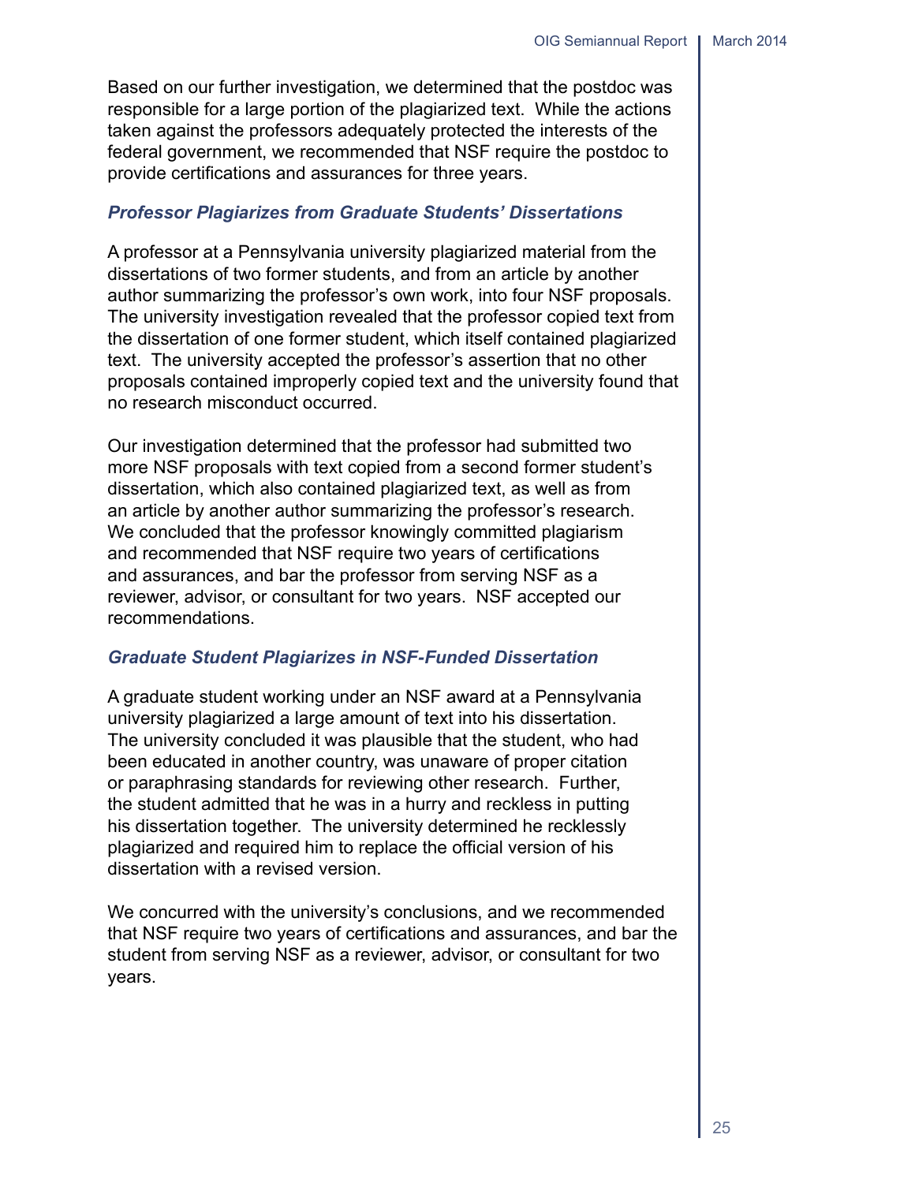Based on our further investigation, we determined that the postdoc was responsible for a large portion of the plagiarized text. While the actions taken against the professors adequately protected the interests of the federal government, we recommended that NSF require the postdoc to provide certifications and assurances for three years.

### *Professor Plagiarizes from Graduate Students' Dissertations*

A professor at a Pennsylvania university plagiarized material from the dissertations of two former students, and from an article by another author summarizing the professor's own work, into four NSF proposals. The university investigation revealed that the professor copied text from the dissertation of one former student, which itself contained plagiarized text. The university accepted the professor's assertion that no other proposals contained improperly copied text and the university found that no research misconduct occurred.

Our investigation determined that the professor had submitted two more NSF proposals with text copied from a second former student's dissertation, which also contained plagiarized text, as well as from an article by another author summarizing the professor's research. We concluded that the professor knowingly committed plagiarism and recommended that NSF require two years of certifications and assurances, and bar the professor from serving NSF as a reviewer, advisor, or consultant for two years. NSF accepted our recommendations.

### *Graduate Student Plagiarizes in NSF-Funded Dissertation*

A graduate student working under an NSF award at a Pennsylvania university plagiarized a large amount of text into his dissertation. The university concluded it was plausible that the student, who had been educated in another country, was unaware of proper citation or paraphrasing standards for reviewing other research. Further, the student admitted that he was in a hurry and reckless in putting his dissertation together. The university determined he recklessly plagiarized and required him to replace the official version of his dissertation with a revised version.

We concurred with the university's conclusions, and we recommended that NSF require two years of certifications and assurances, and bar the student from serving NSF as a reviewer, advisor, or consultant for two years.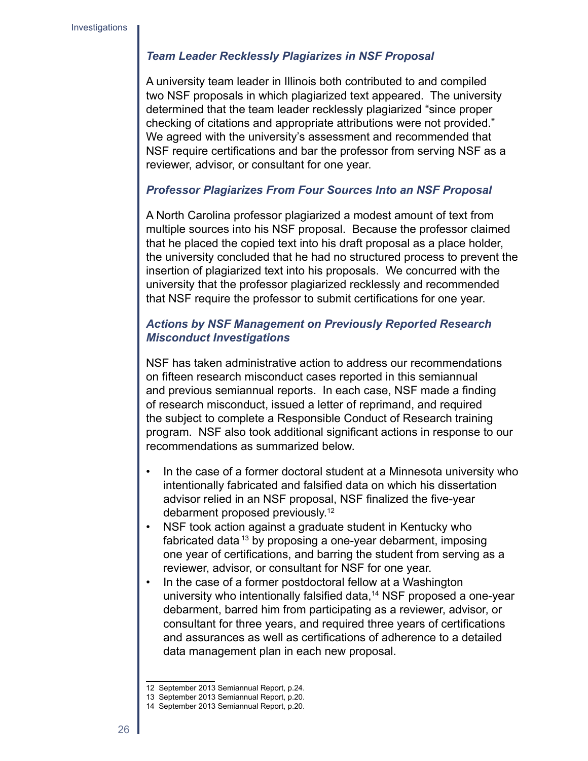### *Team Leader Recklessly Plagiarizes in NSF Proposal*

A university team leader in Illinois both contributed to and compiled two NSF proposals in which plagiarized text appeared. The university determined that the team leader recklessly plagiarized "since proper checking of citations and appropriate attributions were not provided." We agreed with the university's assessment and recommended that NSF require certifications and bar the professor from serving NSF as a reviewer, advisor, or consultant for one year.

### *Professor Plagiarizes From Four Sources Into an NSF Proposal*

A North Carolina professor plagiarized a modest amount of text from multiple sources into his NSF proposal. Because the professor claimed that he placed the copied text into his draft proposal as a place holder, the university concluded that he had no structured process to prevent the insertion of plagiarized text into his proposals. We concurred with the university that the professor plagiarized recklessly and recommended that NSF require the professor to submit certifications for one year.

### *Actions by NSF Management on Previously Reported Research Misconduct Investigations*

NSF has taken administrative action to address our recommendations on fifteen research misconduct cases reported in this semiannual and previous semiannual reports. In each case, NSF made a finding of research misconduct, issued a letter of reprimand, and required the subject to complete a Responsible Conduct of Research training program. NSF also took additional significant actions in response to our recommendations as summarized below.

- In the case of a former doctoral student at a Minnesota university who intentionally fabricated and falsified data on which his dissertation advisor relied in an NSF proposal, NSF finalized the five-year debarment proposed previously.[12]
- NSF took action against a graduate student in Kentucky who fabricated data[13] by proposing a one-year debarment, imposing one year of certifications, and barring the student from serving as a reviewer, advisor, or consultant for NSF for one year.
- In the case of a former postdoctoral fellow at a Washington university who intentionally falsified data,[14] NSF proposed a one-year debarment, barred him from participating as a reviewer, advisor, or consultant for three years, and required three years of certifications and assurances as well as certifications of adherence to a detailed data management plan in each new proposal.

12 September 2013 Semiannual Report, p.24.
13 September 2013 Semiannual Report, p.20.
14 September 2013 Semiannual Report, p.20.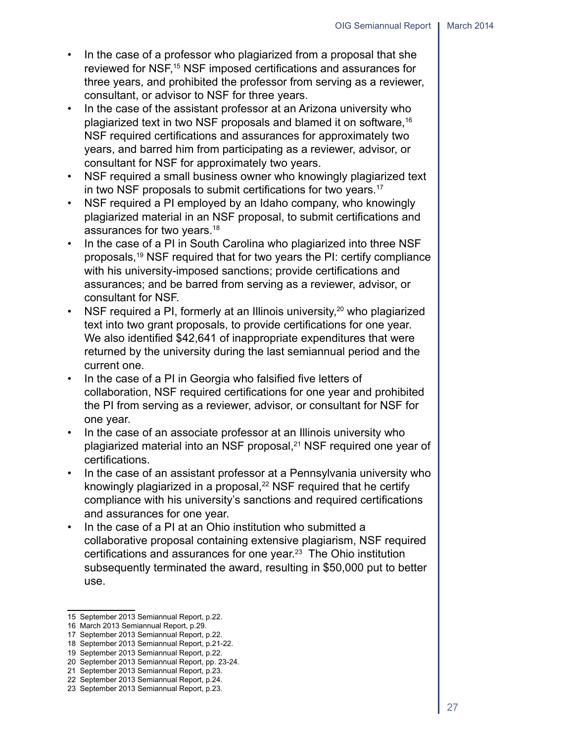- In the case of a professor who plagiarized from a proposal that she reviewed for NSF,[15] NSF imposed certifications and assurances for three years, and prohibited the professor from serving as a reviewer, consultant, or advisor to NSF for three years.
- In the case of the assistant professor at an Arizona university who plagiarized text in two NSF proposals and blamed it on software,[16] NSF required certifications and assurances for approximately two years, and barred him from participating as a reviewer, advisor, or consultant for NSF for approximately two years.
- NSF required a small business owner who knowingly plagiarized text in two NSF proposals to submit certifications for two years.[17]
- NSF required a PI employed by an Idaho company, who knowingly plagiarized material in an NSF proposal, to submit certifications and assurances for two years.[18]
- In the case of a PI in South Carolina who plagiarized into three NSF proposals,[19] NSF required that for two years the PI: certify compliance with his university-imposed sanctions; provide certifications and assurances; and be barred from serving as a reviewer, advisor, or consultant for NSF.
- NSF required a PI, formerly at an Illinois university,[20] who plagiarized text into two grant proposals, to provide certifications for one year. We also identified $42,641 of inappropriate expenditures that were returned by the university during the last semiannual period and the current one.
- In the case of a PI in Georgia who falsified five letters of collaboration, NSF required certifications for one year and prohibited the PI from serving as a reviewer, advisor, or consultant for NSF for one year.
- In the case of an associate professor at an Illinois university who plagiarized material into an NSF proposal,[21] NSF required one year of certifications.
- In the case of an assistant professor at a Pennsylvania university who knowingly plagiarized in a proposal,[22] NSF required that he certify compliance with his university's sanctions and required certifications and assurances for one year.
- In the case of a PI at an Ohio institution who submitted a collaborative proposal containing extensive plagiarism, NSF required certifications and assurances for one year.[23] The Ohio institution subsequently terminated the award, resulting in $50,000 put to better use.

---

15 September 2013 Semiannual Report, p.22.
16 March 2013 Semiannual Report, p.29.
17 September 2013 Semiannual Report, p.22.
18 September 2013 Semiannual Report, p.21-22.
19 September 2013 Semiannual Report, p.22.
20 September 2013 Semiannual Report, pp. 23-24.
21 September 2013 Semiannual Report, p.23.
22 September 2013 Semiannual Report, p.24.
23 September 2013 Semiannual Report, p.23.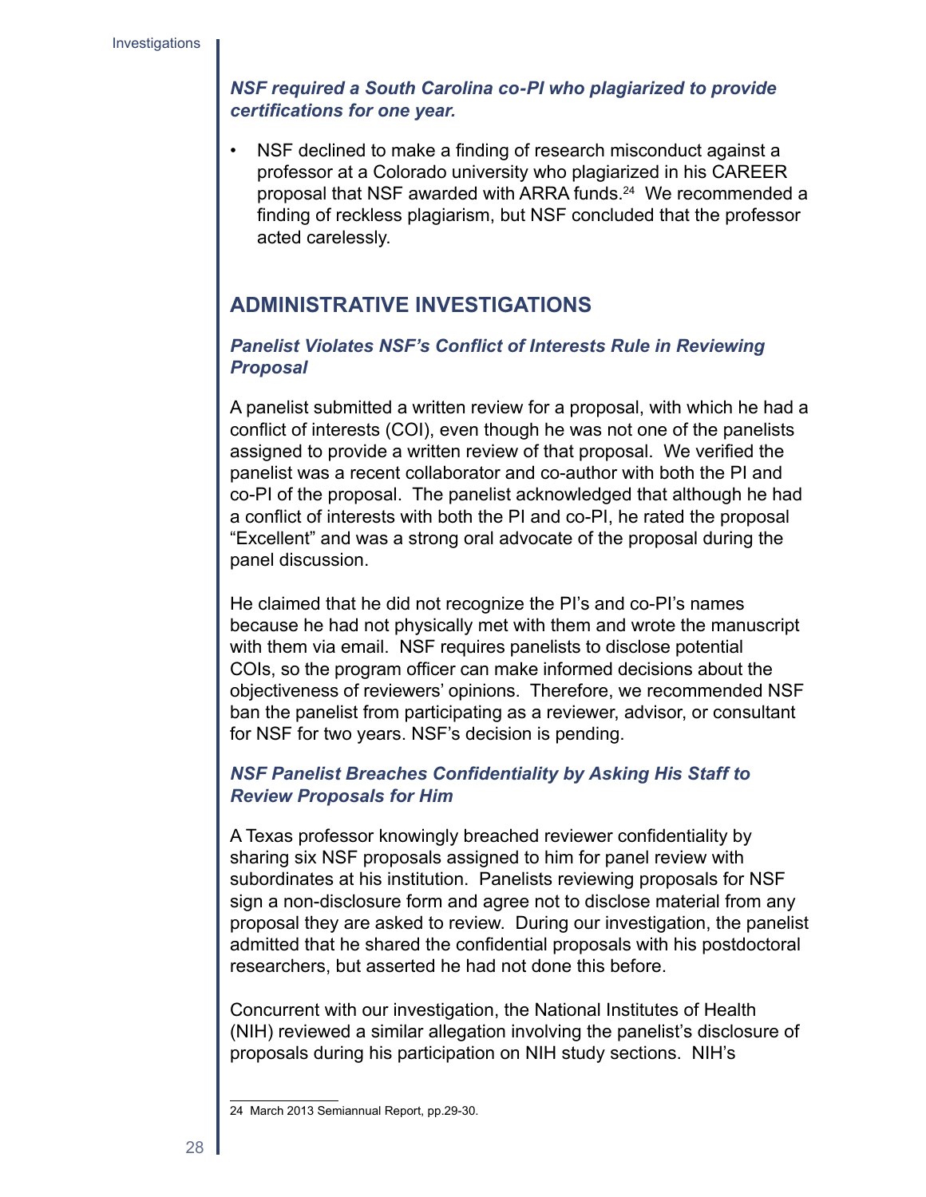***NSF required a South Carolina co-PI who plagiarized to provide certifications for one year.***

- NSF declined to make a finding of research misconduct against a professor at a Colorado university who plagiarized in his CAREER proposal that NSF awarded with ARRA funds.[24] We recommended a finding of reckless plagiarism, but NSF concluded that the professor acted carelessly.

## ADMINISTRATIVE INVESTIGATIONS

### *Panelist Violates NSF's Conflict of Interests Rule in Reviewing Proposal*

A panelist submitted a written review for a proposal, with which he had a conflict of interests (COI), even though he was not one of the panelists assigned to provide a written review of that proposal. We verified the panelist was a recent collaborator and co-author with both the PI and co-PI of the proposal. The panelist acknowledged that although he had a conflict of interests with both the PI and co-PI, he rated the proposal "Excellent" and was a strong oral advocate of the proposal during the panel discussion.

He claimed that he did not recognize the PI's and co-PI's names because he had not physically met with them and wrote the manuscript with them via email. NSF requires panelists to disclose potential COIs, so the program officer can make informed decisions about the objectiveness of reviewers' opinions. Therefore, we recommended NSF ban the panelist from participating as a reviewer, advisor, or consultant for NSF for two years. NSF's decision is pending.

### *NSF Panelist Breaches Confidentiality by Asking His Staff to Review Proposals for Him*

A Texas professor knowingly breached reviewer confidentiality by sharing six NSF proposals assigned to him for panel review with subordinates at his institution. Panelists reviewing proposals for NSF sign a non-disclosure form and agree not to disclose material from any proposal they are asked to review. During our investigation, the panelist admitted that he shared the confidential proposals with his postdoctoral researchers, but asserted he had not done this before.

Concurrent with our investigation, the National Institutes of Health (NIH) reviewed a similar allegation involving the panelist's disclosure of proposals during his participation on NIH study sections. NIH's

---

24 March 2013 Semiannual Report, pp.29-30.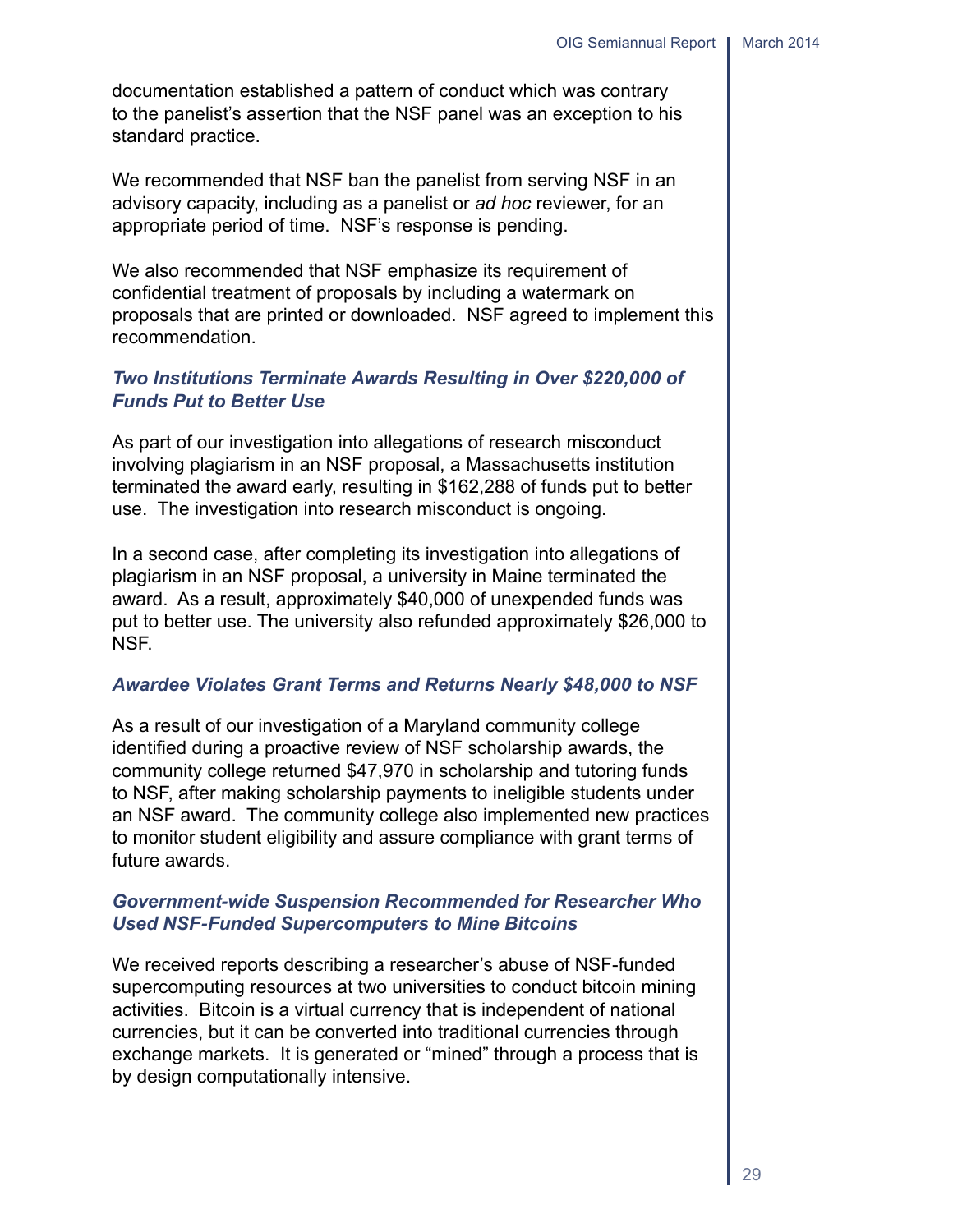documentation established a pattern of conduct which was contrary to the panelist's assertion that the NSF panel was an exception to his standard practice.

We recommended that NSF ban the panelist from serving NSF in an advisory capacity, including as a panelist or *ad hoc* reviewer, for an appropriate period of time. NSF's response is pending.

We also recommended that NSF emphasize its requirement of confidential treatment of proposals by including a watermark on proposals that are printed or downloaded. NSF agreed to implement this recommendation.

### *Two Institutions Terminate Awards Resulting in Over $220,000 of Funds Put to Better Use*

As part of our investigation into allegations of research misconduct involving plagiarism in an NSF proposal, a Massachusetts institution terminated the award early, resulting in $162,288 of funds put to better use. The investigation into research misconduct is ongoing.

In a second case, after completing its investigation into allegations of plagiarism in an NSF proposal, a university in Maine terminated the award. As a result, approximately $40,000 of unexpended funds was put to better use. The university also refunded approximately $26,000 to NSF.

### *Awardee Violates Grant Terms and Returns Nearly $48,000 to NSF*

As a result of our investigation of a Maryland community college identified during a proactive review of NSF scholarship awards, the community college returned $47,970 in scholarship and tutoring funds to NSF, after making scholarship payments to ineligible students under an NSF award. The community college also implemented new practices to monitor student eligibility and assure compliance with grant terms of future awards.

### *Government-wide Suspension Recommended for Researcher Who Used NSF-Funded Supercomputers to Mine Bitcoins*

We received reports describing a researcher's abuse of NSF-funded supercomputing resources at two universities to conduct bitcoin mining activities. Bitcoin is a virtual currency that is independent of national currencies, but it can be converted into traditional currencies through exchange markets. It is generated or "mined" through a process that is by design computationally intensive.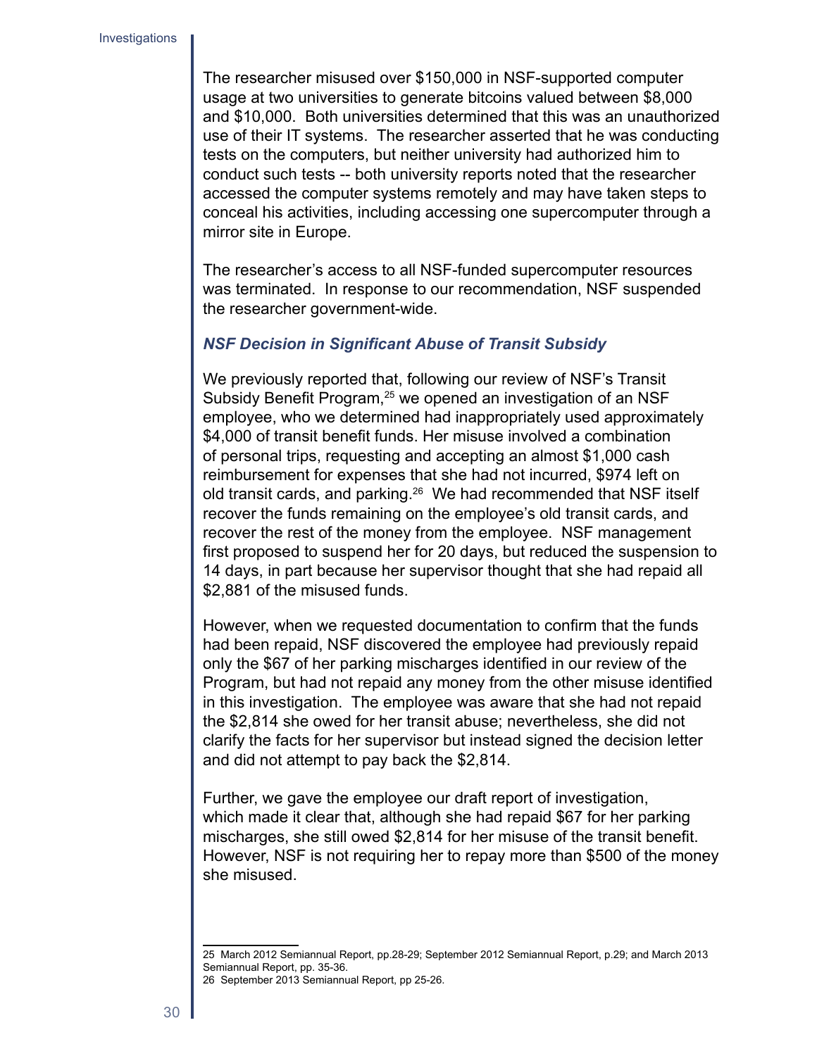The researcher misused over $150,000 in NSF-supported computer usage at two universities to generate bitcoins valued between $8,000 and $10,000. Both universities determined that this was an unauthorized use of their IT systems. The researcher asserted that he was conducting tests on the computers, but neither university had authorized him to conduct such tests -- both university reports noted that the researcher accessed the computer systems remotely and may have taken steps to conceal his activities, including accessing one supercomputer through a mirror site in Europe.

The researcher's access to all NSF-funded supercomputer resources was terminated. In response to our recommendation, NSF suspended the researcher government-wide.

### *NSF Decision in Significant Abuse of Transit Subsidy*

We previously reported that, following our review of NSF's Transit Subsidy Benefit Program,[25] we opened an investigation of an NSF employee, who we determined had inappropriately used approximately $4,000 of transit benefit funds. Her misuse involved a combination of personal trips, requesting and accepting an almost $1,000 cash reimbursement for expenses that she had not incurred, $974 left on old transit cards, and parking.[26] We had recommended that NSF itself recover the funds remaining on the employee's old transit cards, and recover the rest of the money from the employee. NSF management first proposed to suspend her for 20 days, but reduced the suspension to 14 days, in part because her supervisor thought that she had repaid all $2,881 of the misused funds.

However, when we requested documentation to confirm that the funds had been repaid, NSF discovered the employee had previously repaid only the $67 of her parking mischarges identified in our review of the Program, but had not repaid any money from the other misuse identified in this investigation. The employee was aware that she had not repaid the $2,814 she owed for her transit abuse; nevertheless, she did not clarify the facts for her supervisor but instead signed the decision letter and did not attempt to pay back the $2,814.

Further, we gave the employee our draft report of investigation, which made it clear that, although she had repaid $67 for her parking mischarges, she still owed $2,814 for her misuse of the transit benefit. However, NSF is not requiring her to repay more than $500 of the money she misused.

---

25 March 2012 Semiannual Report, pp.28-29; September 2012 Semiannual Report, p.29; and March 2013 Semiannual Report, pp. 35-36.

26 September 2013 Semiannual Report, pp 25-26.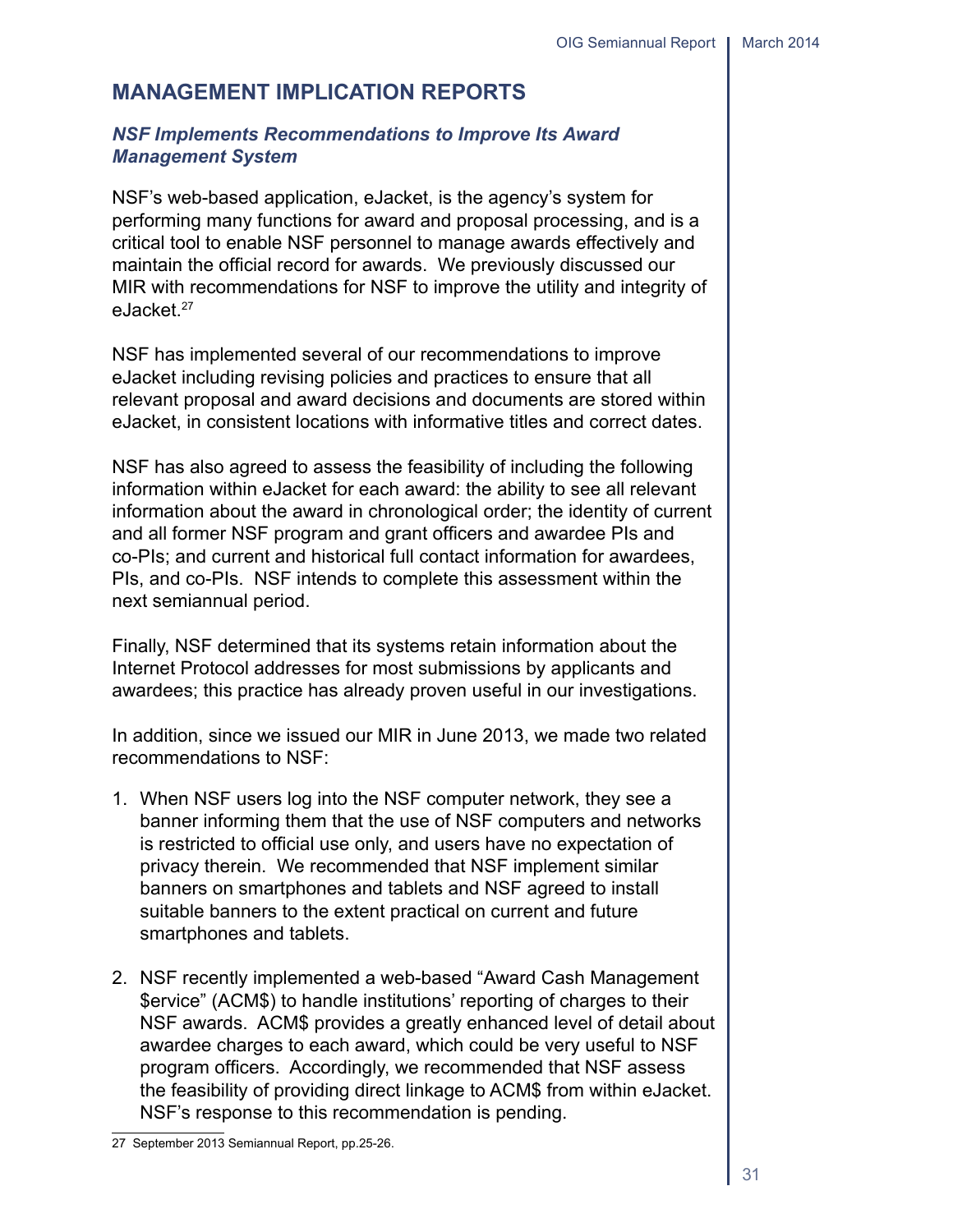# MANAGEMENT IMPLICATION REPORTS

### *NSF Implements Recommendations to Improve Its Award Management System*

NSF's web-based application, eJacket, is the agency's system for performing many functions for award and proposal processing, and is a critical tool to enable NSF personnel to manage awards effectively and maintain the official record for awards. We previously discussed our MIR with recommendations for NSF to improve the utility and integrity of eJacket.[27]

NSF has implemented several of our recommendations to improve eJacket including revising policies and practices to ensure that all relevant proposal and award decisions and documents are stored within eJacket, in consistent locations with informative titles and correct dates.

NSF has also agreed to assess the feasibility of including the following information within eJacket for each award: the ability to see all relevant information about the award in chronological order; the identity of current and all former NSF program and grant officers and awardee PIs and co-PIs; and current and historical full contact information for awardees, PIs, and co-PIs. NSF intends to complete this assessment within the next semiannual period.

Finally, NSF determined that its systems retain information about the Internet Protocol addresses for most submissions by applicants and awardees; this practice has already proven useful in our investigations.

In addition, since we issued our MIR in June 2013, we made two related recommendations to NSF:

1. When NSF users log into the NSF computer network, they see a banner informing them that the use of NSF computers and networks is restricted to official use only, and users have no expectation of privacy therein. We recommended that NSF implement similar banners on smartphones and tablets and NSF agreed to install suitable banners to the extent practical on current and future smartphones and tablets.

2. NSF recently implemented a web-based "Award Cash Management $ervice" (ACM$) to handle institutions' reporting of charges to their NSF awards. ACM$ provides a greatly enhanced level of detail about awardee charges to each award, which could be very useful to NSF program officers. Accordingly, we recommended that NSF assess the feasibility of providing direct linkage to ACM$ from within eJacket. NSF's response to this recommendation is pending.

27 September 2013 Semiannual Report, pp.25-26.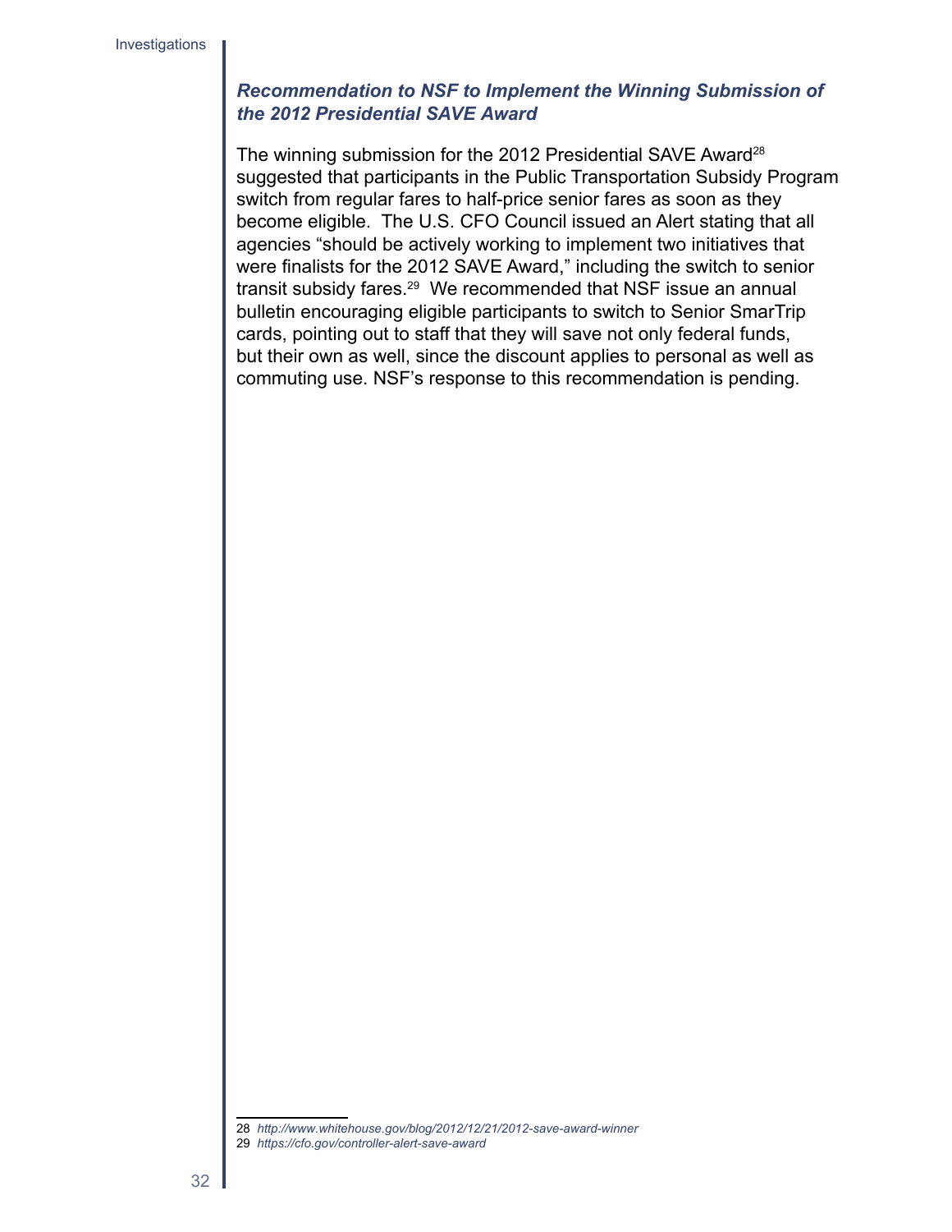### *Recommendation to NSF to Implement the Winning Submission of the 2012 Presidential SAVE Award*

The winning submission for the 2012 Presidential SAVE Award[28] suggested that participants in the Public Transportation Subsidy Program switch from regular fares to half-price senior fares as soon as they become eligible. The U.S. CFO Council issued an Alert stating that all agencies "should be actively working to implement two initiatives that were finalists for the 2012 SAVE Award," including the switch to senior transit subsidy fares.[29] We recommended that NSF issue an annual bulletin encouraging eligible participants to switch to Senior SmarTrip cards, pointing out to staff that they will save not only federal funds, but their own as well, since the discount applies to personal as well as commuting use. NSF's response to this recommendation is pending.

---

28 *http://www.whitehouse.gov/blog/2012/12/21/2012-save-award-winner*

29 *https://cfo.gov/controller-alert-save-award*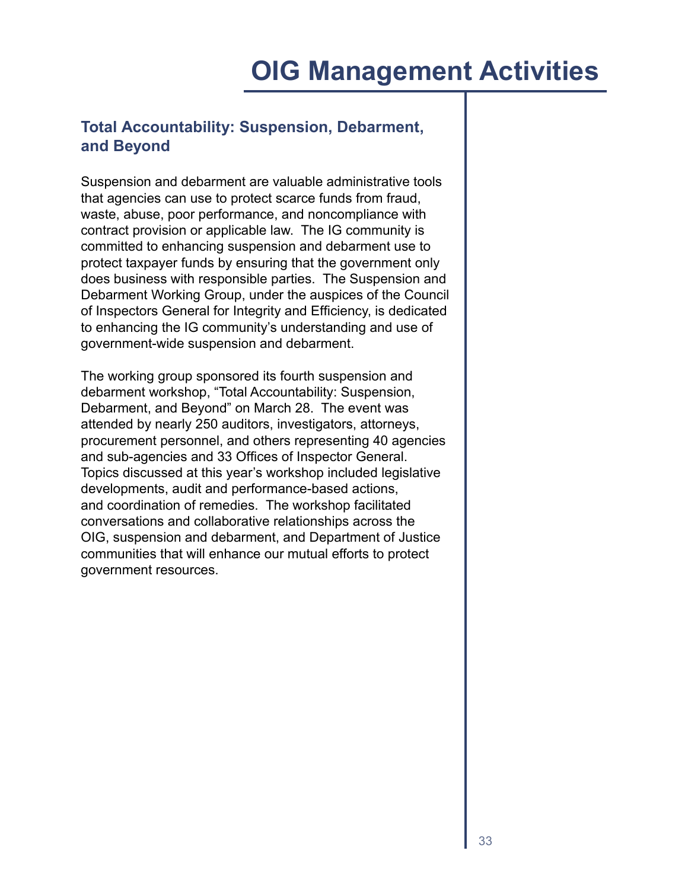# OIG Management Activities

## Total Accountability: Suspension, Debarment, and Beyond

Suspension and debarment are valuable administrative tools that agencies can use to protect scarce funds from fraud, waste, abuse, poor performance, and noncompliance with contract provision or applicable law. The IG community is committed to enhancing suspension and debarment use to protect taxpayer funds by ensuring that the government only does business with responsible parties. The Suspension and Debarment Working Group, under the auspices of the Council of Inspectors General for Integrity and Efficiency, is dedicated to enhancing the IG community's understanding and use of government-wide suspension and debarment.

The working group sponsored its fourth suspension and debarment workshop, "Total Accountability: Suspension, Debarment, and Beyond" on March 28. The event was attended by nearly 250 auditors, investigators, attorneys, procurement personnel, and others representing 40 agencies and sub-agencies and 33 Offices of Inspector General. Topics discussed at this year's workshop included legislative developments, audit and performance-based actions, and coordination of remedies. The workshop facilitated conversations and collaborative relationships across the OIG, suspension and debarment, and Department of Justice communities that will enhance our mutual efforts to protect government resources.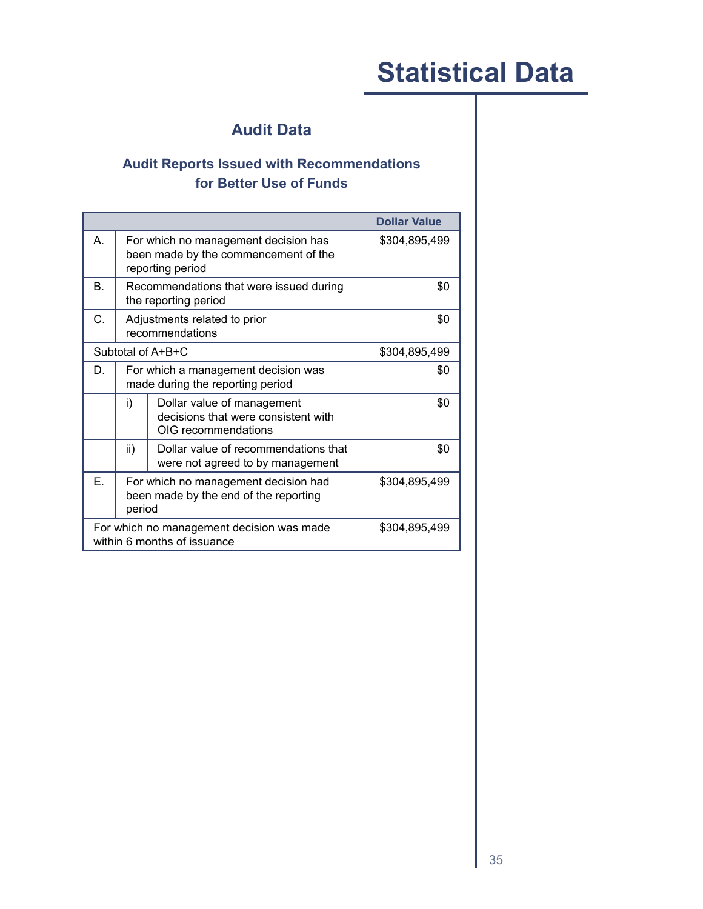# Statistical Data

## Audit Data

### Audit Reports Issued with Recommendations for Better Use of Funds

| | | | Dollar Value |
|---|---|---|---|
| A. | For which no management decision has been made by the commencement of the reporting period | | $304,895,499 |
| B. | Recommendations that were issued during the reporting period | | $0 |
| C. | Adjustments related to prior recommendations | | $0 |
| Subtotal of A+B+C | | | $304,895,499 |
| D. | For which a management decision was made during the reporting period | | $0 |
| | i) | Dollar value of management decisions that were consistent with OIG recommendations | $0 |
| | ii) | Dollar value of recommendations that were not agreed to by management | $0 |
| E. | For which no management decision had been made by the end of the reporting period | | $304,895,499 |
| For which no management decision was made within 6 months of issuance | | | $304,895,499 |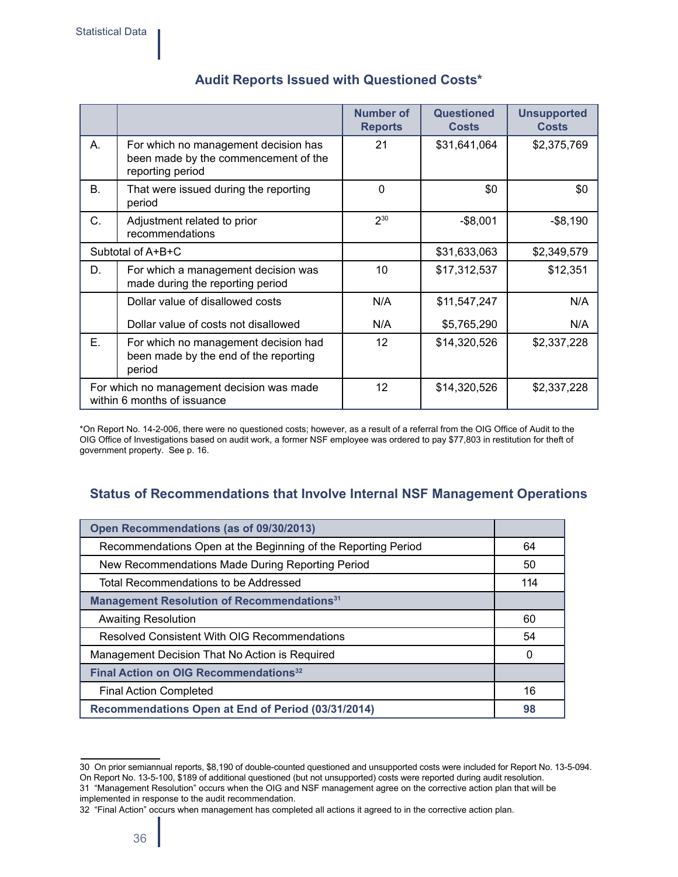## Audit Reports Issued with Questioned Costs*

| | | Number of Reports | Questioned Costs | Unsupported Costs |
|---|---|---|---|---|
| A. | For which no management decision has been made by the commencement of the reporting period | 21 | $31,641,064 | $2,375,769 |
| B. | That were issued during the reporting period | 0 | $0 | $0 |
| C. | Adjustment related to prior recommendations | 2[30] | -$8,001 | -$8,190 |
| Subtotal of A+B+C | | | $31,633,063 | $2,349,579 |
| D. | For which a management decision was made during the reporting period | 10 | $17,312,537 | $12,351 |
| | Dollar value of disallowed costs | N/A | $11,547,247 | N/A |
| | Dollar value of costs not disallowed | N/A | $5,765,290 | N/A |
| E. | For which no management decision had been made by the end of the reporting period | 12 | $14,320,526 | $2,337,228 |
| For which no management decision was made within 6 months of issuance | | 12 | $14,320,526 | $2,337,228 |

*On Report No. 14-2-006, there were no questioned costs; however, as a result of a referral from the OIG Office of Audit to the OIG Office of Investigations based on audit work, a former NSF employee was ordered to pay $77,803 in restitution for theft of government property. See p. 16.

## Status of Recommendations that Involve Internal NSF Management Operations

| **Open Recommendations (as of 09/30/2013)** | |
|---|---|
| Recommendations Open at the Beginning of the Reporting Period | 64 |
| New Recommendations Made During Reporting Period | 50 |
| Total Recommendations to be Addressed | 114 |
| **Management Resolution of Recommendations[31]** | |
| Awaiting Resolution | 60 |
| Resolved Consistent With OIG Recommendations | 54 |
| Management Decision That No Action is Required | 0 |
| **Final Action on OIG Recommendations[32]** | |
| Final Action Completed | 16 |
| **Recommendations Open at End of Period (03/31/2014)** | **98** |

30 On prior semiannual reports, $8,190 of double-counted questioned and unsupported costs were included for Report No. 13-5-094. On Report No. 13-5-100, $189 of additional questioned (but not unsupported) costs were reported during audit resolution.

31 "Management Resolution" occurs when the OIG and NSF management agree on the corrective action plan that will be implemented in response to the audit recommendation.

32 "Final Action" occurs when management has completed all actions it agreed to in the corrective action plan.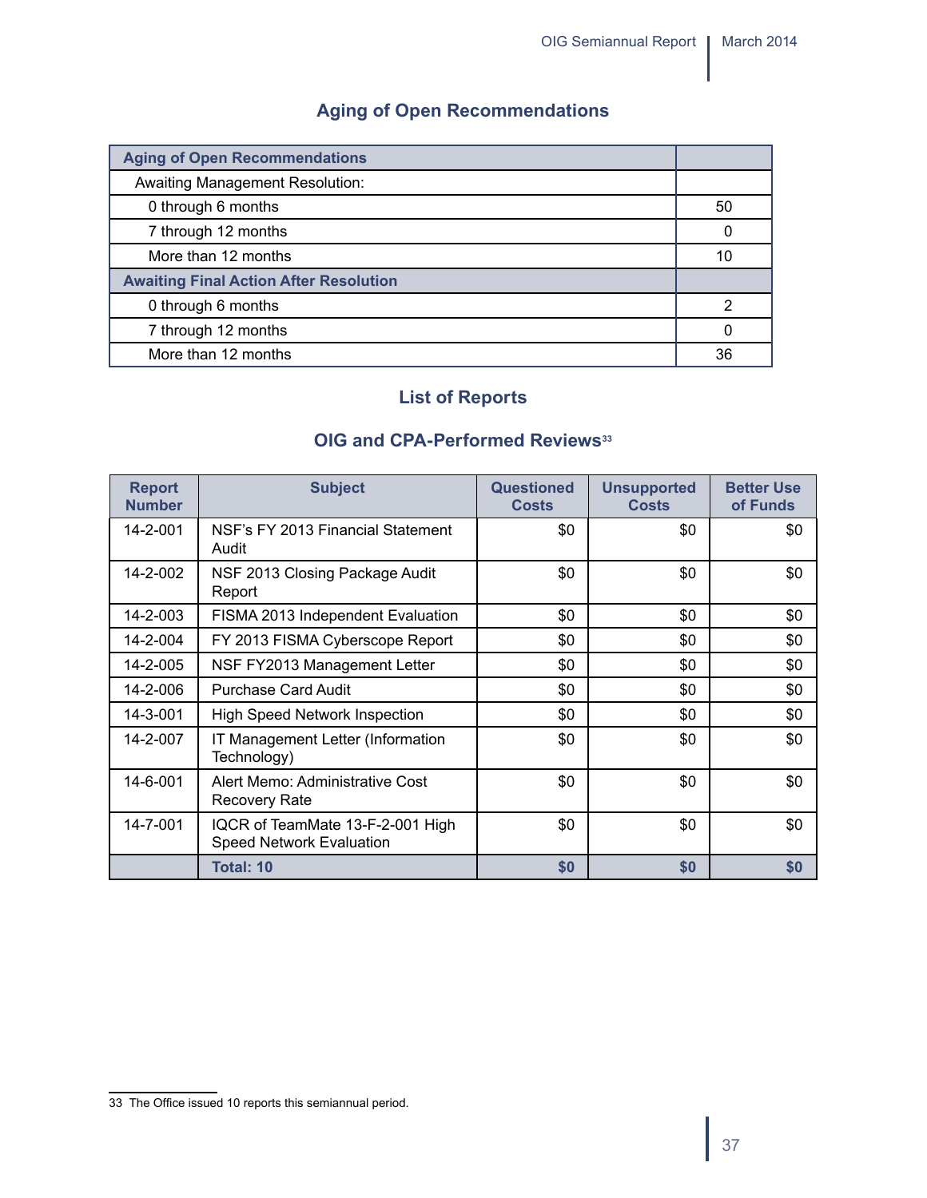## Aging of Open Recommendations

| Aging of Open Recommendations | |
|---|---|
| Awaiting Management Resolution: | |
| 0 through 6 months | 50 |
| 7 through 12 months | 0 |
| More than 12 months | 10 |
| **Awaiting Final Action After Resolution** | |
| 0 through 6 months | 2 |
| 7 through 12 months | 0 |
| More than 12 months | 36 |

## List of Reports

### OIG and CPA-Performed Reviews[33]

| Report Number | Subject | Questioned Costs | Unsupported Costs | Better Use of Funds |
|---|---|---|---|---|
| 14-2-001 | NSF's FY 2013 Financial Statement Audit | $0 | $0 | $0 |
| 14-2-002 | NSF 2013 Closing Package Audit Report | $0 | $0 | $0 |
| 14-2-003 | FISMA 2013 Independent Evaluation | $0 | $0 | $0 |
| 14-2-004 | FY 2013 FISMA Cyberscope Report | $0 | $0 | $0 |
| 14-2-005 | NSF FY2013 Management Letter | $0 | $0 | $0 |
| 14-2-006 | Purchase Card Audit | $0 | $0 | $0 |
| 14-3-001 | High Speed Network Inspection | $0 | $0 | $0 |
| 14-2-007 | IT Management Letter (Information Technology) | $0 | $0 | $0 |
| 14-6-001 | Alert Memo: Administrative Cost Recovery Rate | $0 | $0 | $0 |
| 14-7-001 | IQCR of TeamMate 13-F-2-001 High Speed Network Evaluation | $0 | $0 | $0 |
| | **Total: 10** | **$0** | **$0** | **$0** |

33 The Office issued 10 reports this semiannual period.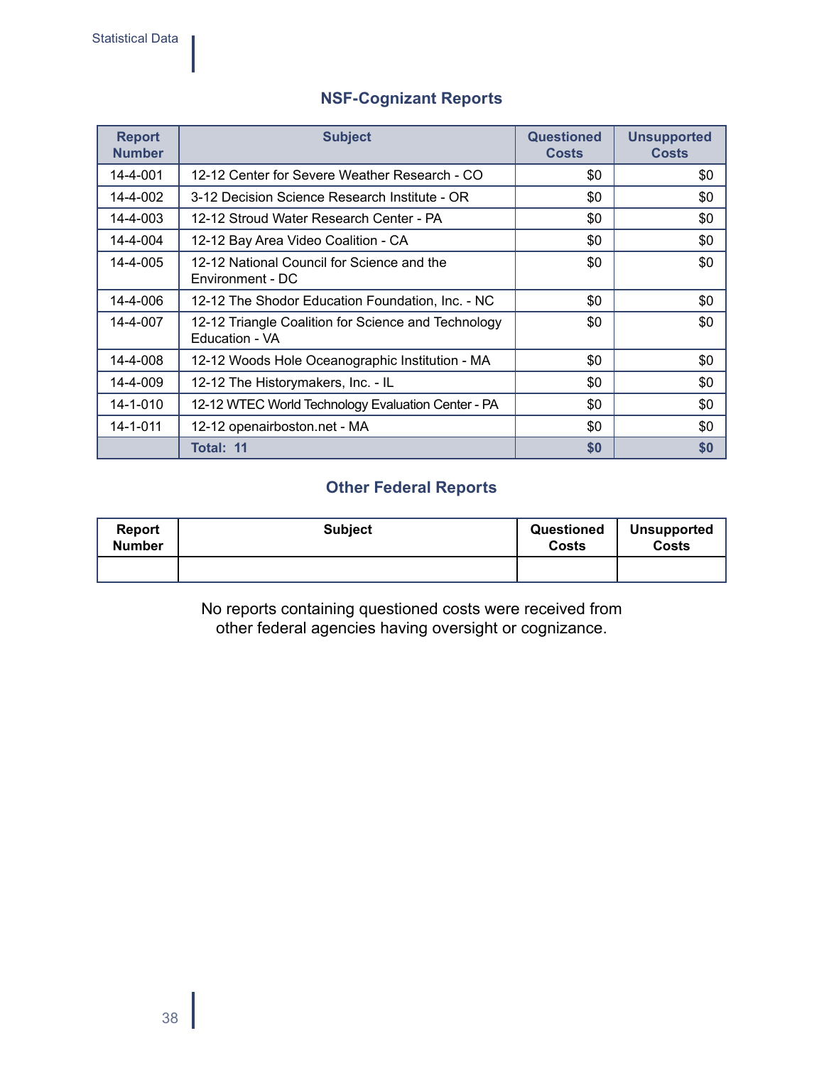## NSF-Cognizant Reports

| Report Number | Subject | Questioned Costs | Unsupported Costs |
|---|---|---|---|
| 14-4-001 | 12-12 Center for Severe Weather Research - CO | $0 | $0 |
| 14-4-002 | 3-12 Decision Science Research Institute - OR | $0 | $0 |
| 14-4-003 | 12-12 Stroud Water Research Center - PA | $0 | $0 |
| 14-4-004 | 12-12 Bay Area Video Coalition - CA | $0 | $0 |
| 14-4-005 | 12-12 National Council for Science and the Environment - DC | $0 | $0 |
| 14-4-006 | 12-12 The Shodor Education Foundation, Inc. - NC | $0 | $0 |
| 14-4-007 | 12-12 Triangle Coalition for Science and Technology Education - VA | $0 | $0 |
| 14-4-008 | 12-12 Woods Hole Oceanographic Institution - MA | $0 | $0 |
| 14-4-009 | 12-12 The Historymakers, Inc. - IL | $0 | $0 |
| 14-1-010 | 12-12 WTEC World Technology Evaluation Center - PA | $0 | $0 |
| 14-1-011 | 12-12 openairboston.net - MA | $0 | $0 |
| | **Total: 11** | **$0** | **$0** |

## Other Federal Reports

| Report Number | Subject | Questioned Costs | Unsupported Costs |
|---|---|---|---|
| | | | |

No reports containing questioned costs were received from other federal agencies having oversight or cognizance.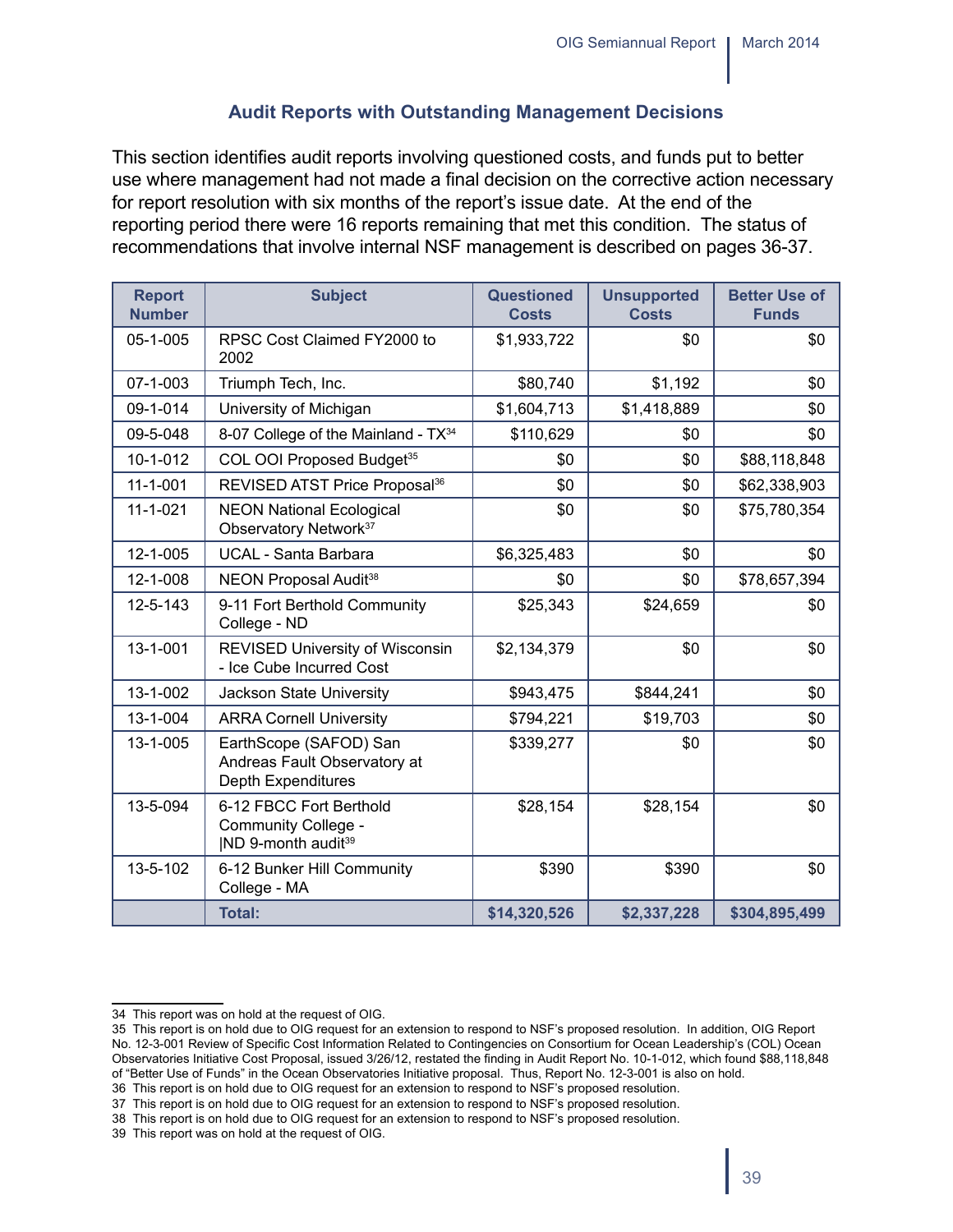## Audit Reports with Outstanding Management Decisions

This section identifies audit reports involving questioned costs, and funds put to better use where management had not made a final decision on the corrective action necessary for report resolution with six months of the report's issue date. At the end of the reporting period there were 16 reports remaining that met this condition. The status of recommendations that involve internal NSF management is described on pages 36-37.

| Report Number | Subject | Questioned Costs | Unsupported Costs | Better Use of Funds |
|---|---|---|---|---|
| 05-1-005 | RPSC Cost Claimed FY2000 to 2002 | $1,933,722 | $0 | $0 |
| 07-1-003 | Triumph Tech, Inc. | $80,740 | $1,192 | $0 |
| 09-1-014 | University of Michigan | $1,604,713 | $1,418,889 | $0 |
| 09-5-048 | 8-07 College of the Mainland - TX[34] | $110,629 | $0 | $0 |
| 10-1-012 | COL OOI Proposed Budget[35] | $0 | $0 | $88,118,848 |
| 11-1-001 | REVISED ATST Price Proposal[36] | $0 | $0 | $62,338,903 |
| 11-1-021 | NEON National Ecological Observatory Network[37] | $0 | $0 | $75,780,354 |
| 12-1-005 | UCAL - Santa Barbara | $6,325,483 | $0 | $0 |
| 12-1-008 | NEON Proposal Audit[38] | $0 | $0 | $78,657,394 |
| 12-5-143 | 9-11 Fort Berthold Community College - ND | $25,343 | $24,659 | $0 |
| 13-1-001 | REVISED University of Wisconsin - Ice Cube Incurred Cost | $2,134,379 | $0 | $0 |
| 13-1-002 | Jackson State University | $943,475 | $844,241 | $0 |
| 13-1-004 | ARRA Cornell University | $794,221 | $19,703 | $0 |
| 13-1-005 | EarthScope (SAFOD) San Andreas Fault Observatory at Depth Expenditures | $339,277 | $0 | $0 |
| 13-5-094 | 6-12 FBCC Fort Berthold Community College - \|ND 9-month audit[39] | $28,154 | $28,154 | $0 |
| 13-5-102 | 6-12 Bunker Hill Community College - MA | $390 | $390 | $0 |
| | **Total:** | **$14,320,526** | **$2,337,228** | **$304,895,499** |

34 This report was on hold at the request of OIG.

35 This report is on hold due to OIG request for an extension to respond to NSF's proposed resolution. In addition, OIG Report No. 12-3-001 Review of Specific Cost Information Related to Contingencies on Consortium for Ocean Leadership's (COL) Ocean Observatories Initiative Cost Proposal, issued 3/26/12, restated the finding in Audit Report No. 10-1-012, which found $88,118,848 of "Better Use of Funds" in the Ocean Observatories Initiative proposal. Thus, Report No. 12-3-001 is also on hold.

36 This report is on hold due to OIG request for an extension to respond to NSF's proposed resolution.

37 This report is on hold due to OIG request for an extension to respond to NSF's proposed resolution.

38 This report is on hold due to OIG request for an extension to respond to NSF's proposed resolution.

39 This report was on hold at the request of OIG.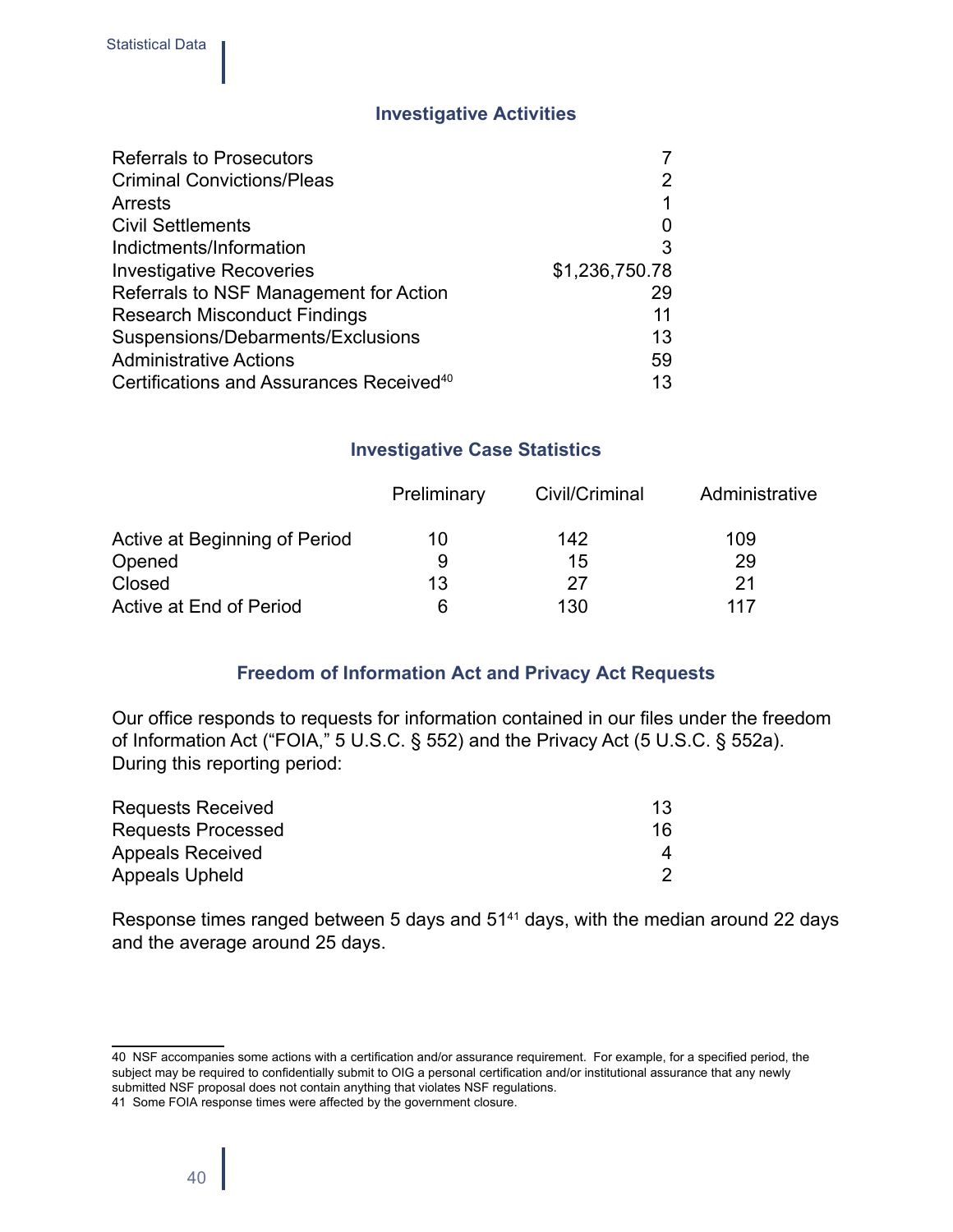## Investigative Activities

| | |
|---|---|
| Referrals to Prosecutors | 7 |
| Criminal Convictions/Pleas | 2 |
| Arrests | 1 |
| Civil Settlements | 0 |
| Indictments/Information | 3 |
| Investigative Recoveries | $1,236,750.78 |
| Referrals to NSF Management for Action | 29 |
| Research Misconduct Findings | 11 |
| Suspensions/Debarments/Exclusions | 13 |
| Administrative Actions | 59 |
| Certifications and Assurances Received[40] | 13 |

## Investigative Case Statistics

| | Preliminary | Civil/Criminal | Administrative |
|---|---|---|---|
| Active at Beginning of Period | 10 | 142 | 109 |
| Opened | 9 | 15 | 29 |
| Closed | 13 | 27 | 21 |
| Active at End of Period | 6 | 130 | 117 |

## Freedom of Information Act and Privacy Act Requests

Our office responds to requests for information contained in our files under the freedom of Information Act ("FOIA," 5 U.S.C. § 552) and the Privacy Act (5 U.S.C. § 552a). During this reporting period:

| | |
|---|---|
| Requests Received | 13 |
| Requests Processed | 16 |
| Appeals Received | 4 |
| Appeals Upheld | 2 |

Response times ranged between 5 days and 51[41] days, with the median around 22 days and the average around 25 days.

---

40 NSF accompanies some actions with a certification and/or assurance requirement. For example, for a specified period, the subject may be required to confidentially submit to OIG a personal certification and/or institutional assurance that any newly submitted NSF proposal does not contain anything that violates NSF regulations.

41 Some FOIA response times were affected by the government closure.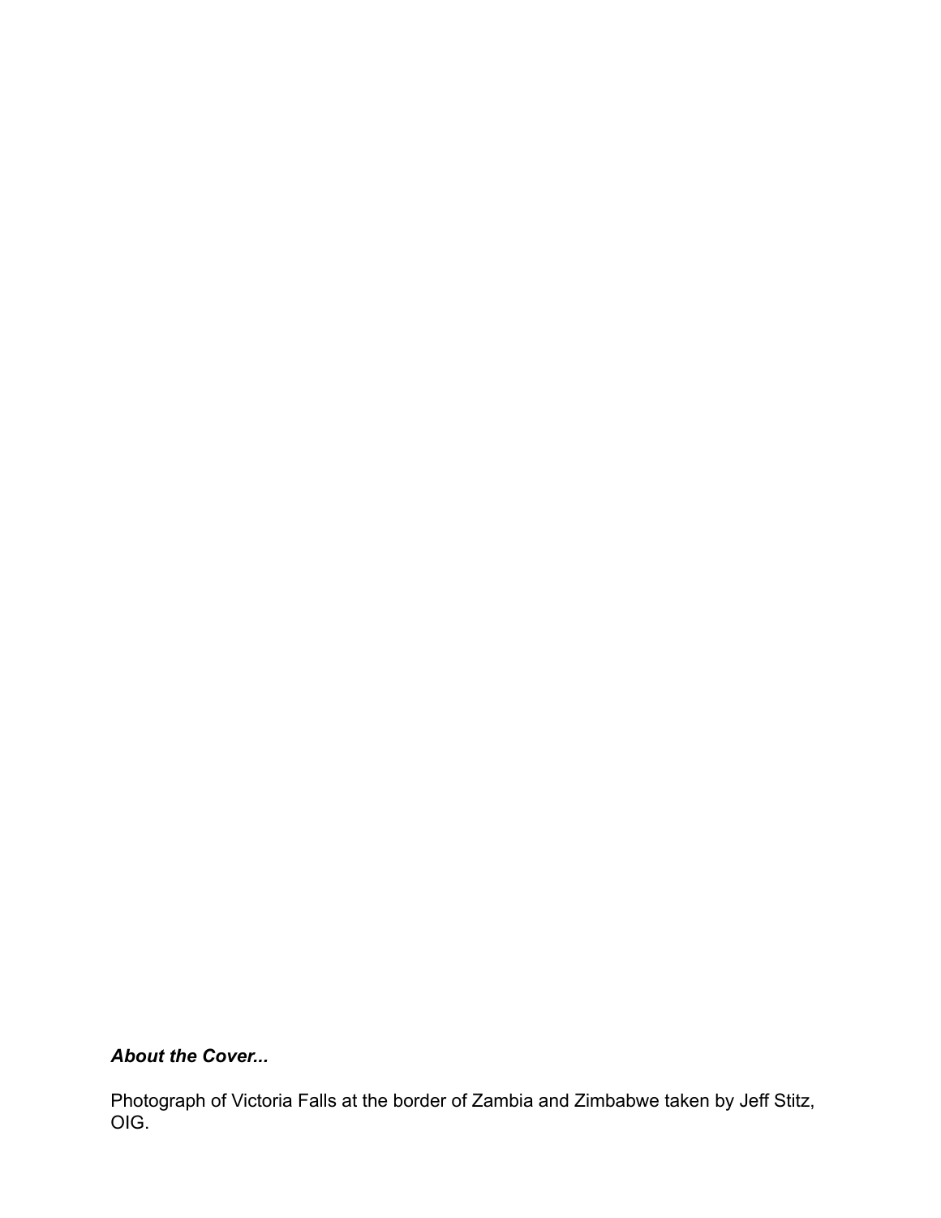***About the Cover...***

Photograph of Victoria Falls at the border of Zambia and Zimbabwe taken by Jeff Stitz, OIG.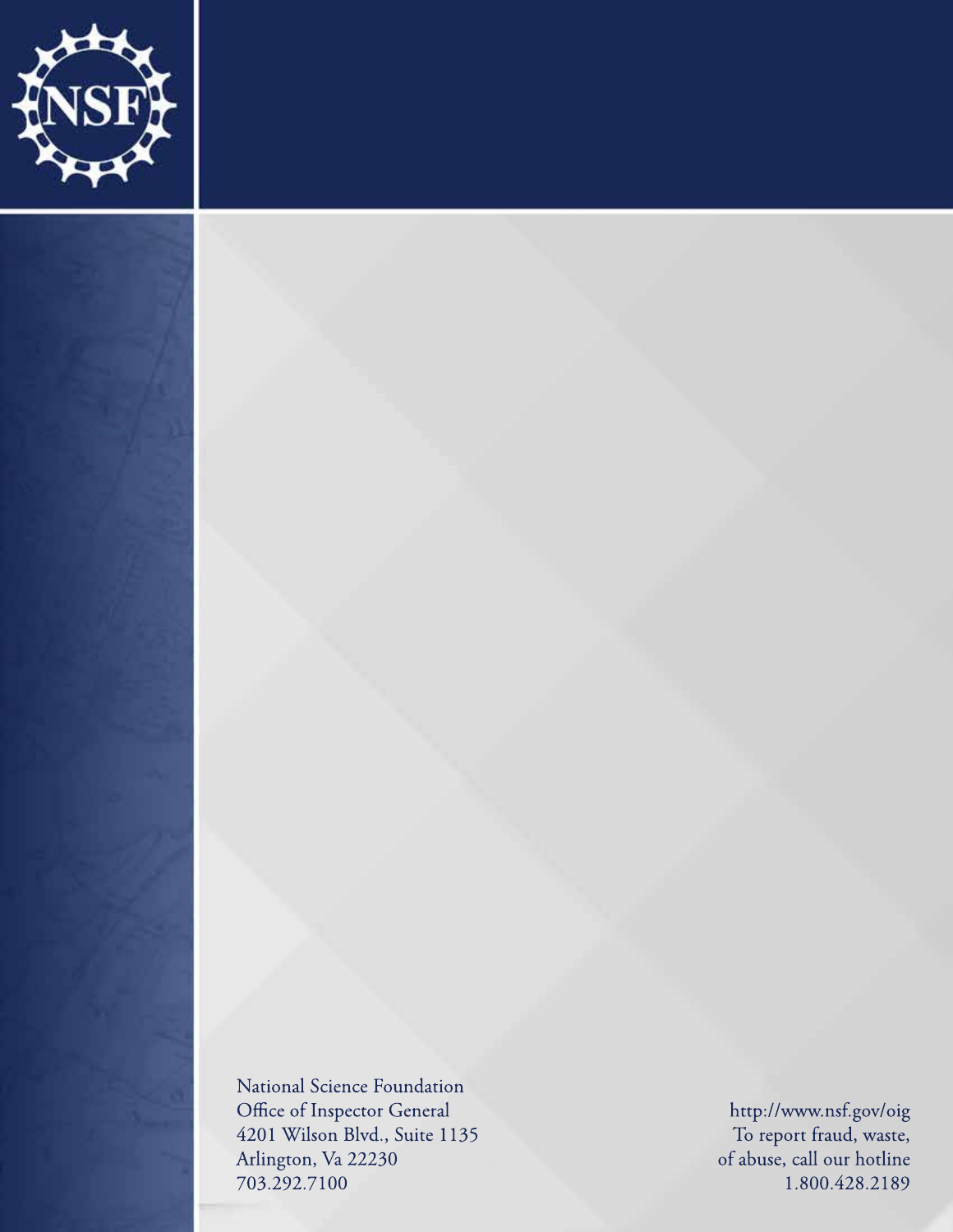National Science Foundation
Office of Inspector General
4201 Wilson Blvd., Suite 1135
Arlington, Va 22230
703.292.7100

http://www.nsf.gov/oig
To report fraud, waste,
of abuse, call our hotline
1.800.428.2189